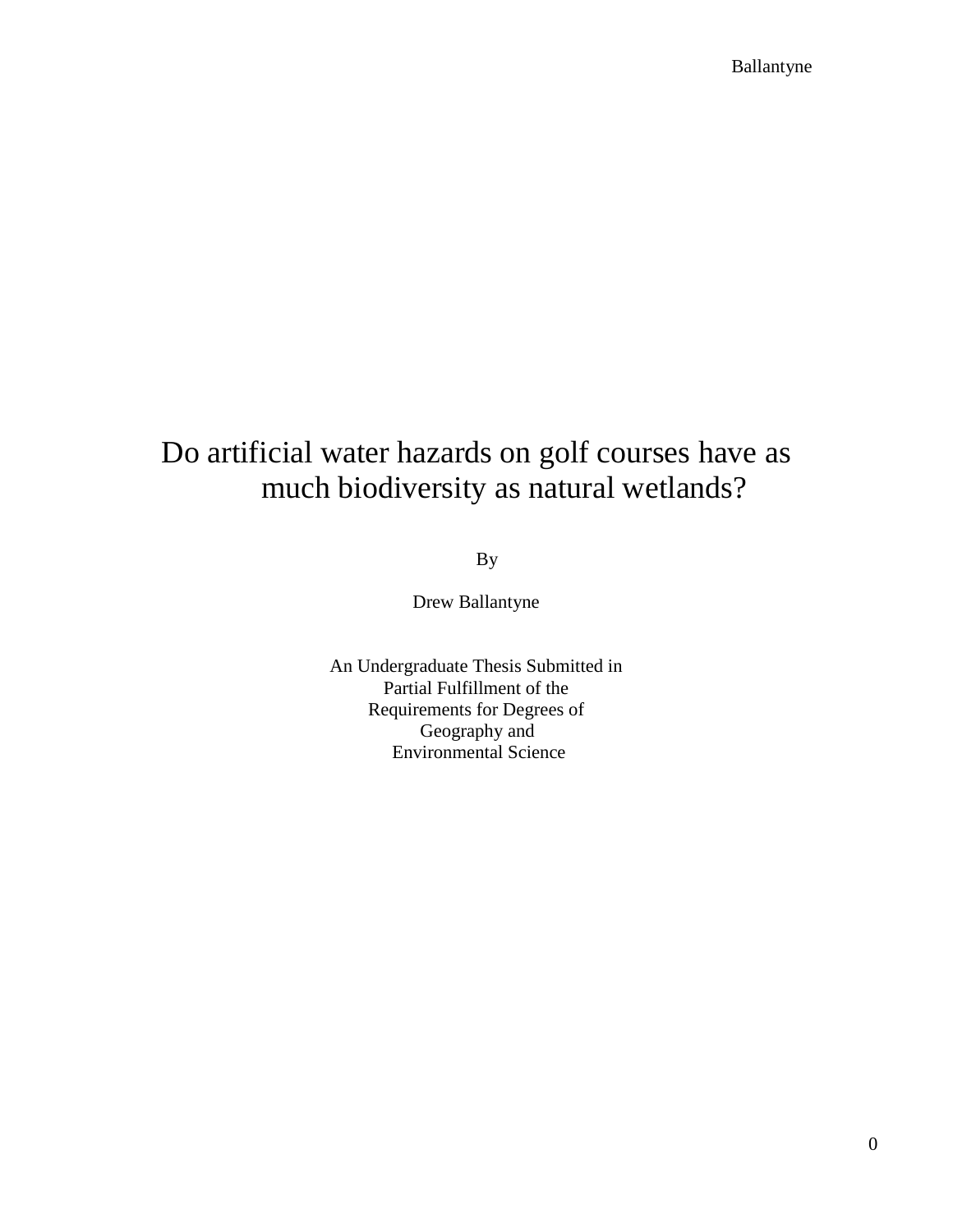# Do artificial water hazards on golf courses have as much biodiversity as natural wetlands?

By

Drew Ballantyne

An Undergraduate Thesis Submitted in
Partial Fulfillment of the
Requirements for Degrees of
Geography and
Environmental Science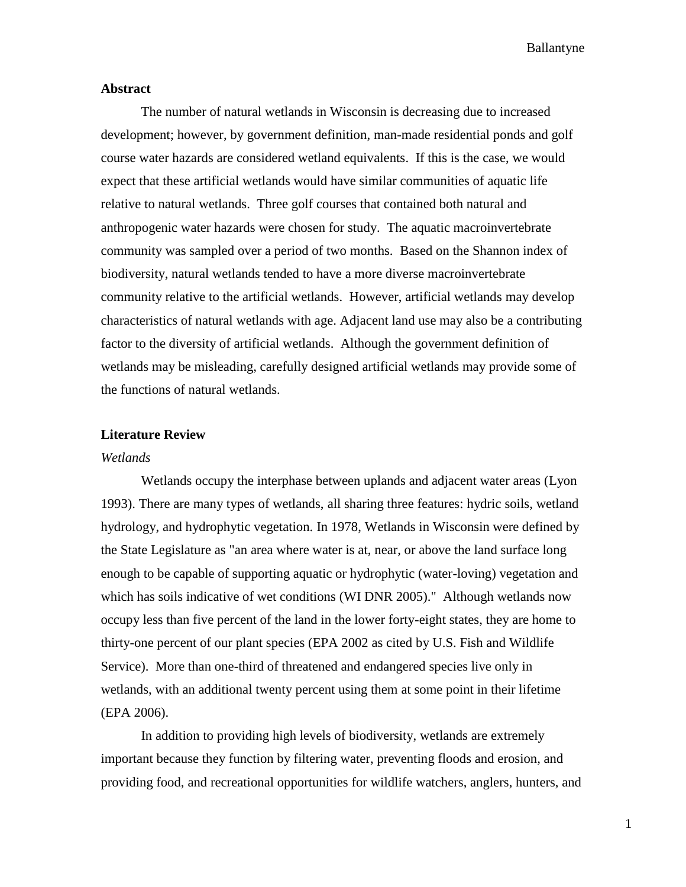## Abstract

The number of natural wetlands in Wisconsin is decreasing due to increased development; however, by government definition, man-made residential ponds and golf course water hazards are considered wetland equivalents. If this is the case, we would expect that these artificial wetlands would have similar communities of aquatic life relative to natural wetlands. Three golf courses that contained both natural and anthropogenic water hazards were chosen for study. The aquatic macroinvertebrate community was sampled over a period of two months. Based on the Shannon index of biodiversity, natural wetlands tended to have a more diverse macroinvertebrate community relative to the artificial wetlands. However, artificial wetlands may develop characteristics of natural wetlands with age. Adjacent land use may also be a contributing factor to the diversity of artificial wetlands. Although the government definition of wetlands may be misleading, carefully designed artificial wetlands may provide some of the functions of natural wetlands.

## Literature Review

### *Wetlands*

Wetlands occupy the interphase between uplands and adjacent water areas (Lyon 1993). There are many types of wetlands, all sharing three features: hydric soils, wetland hydrology, and hydrophytic vegetation. In 1978, Wetlands in Wisconsin were defined by the State Legislature as "an area where water is at, near, or above the land surface long enough to be capable of supporting aquatic or hydrophytic (water-loving) vegetation and which has soils indicative of wet conditions (WI DNR 2005)." Although wetlands now occupy less than five percent of the land in the lower forty-eight states, they are home to thirty-one percent of our plant species (EPA 2002 as cited by U.S. Fish and Wildlife Service). More than one-third of threatened and endangered species live only in wetlands, with an additional twenty percent using them at some point in their lifetime (EPA 2006).

In addition to providing high levels of biodiversity, wetlands are extremely important because they function by filtering water, preventing floods and erosion, and providing food, and recreational opportunities for wildlife watchers, anglers, hunters, and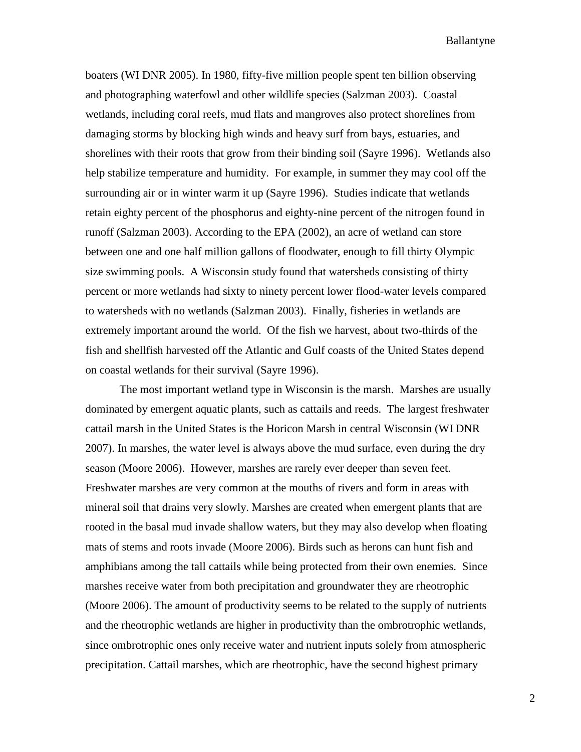boaters (WI DNR 2005). In 1980, fifty-five million people spent ten billion observing and photographing waterfowl and other wildlife species (Salzman 2003). Coastal wetlands, including coral reefs, mud flats and mangroves also protect shorelines from damaging storms by blocking high winds and heavy surf from bays, estuaries, and shorelines with their roots that grow from their binding soil (Sayre 1996). Wetlands also help stabilize temperature and humidity. For example, in summer they may cool off the surrounding air or in winter warm it up (Sayre 1996). Studies indicate that wetlands retain eighty percent of the phosphorus and eighty-nine percent of the nitrogen found in runoff (Salzman 2003). According to the EPA (2002), an acre of wetland can store between one and one half million gallons of floodwater, enough to fill thirty Olympic size swimming pools. A Wisconsin study found that watersheds consisting of thirty percent or more wetlands had sixty to ninety percent lower flood-water levels compared to watersheds with no wetlands (Salzman 2003). Finally, fisheries in wetlands are extremely important around the world. Of the fish we harvest, about two-thirds of the fish and shellfish harvested off the Atlantic and Gulf coasts of the United States depend on coastal wetlands for their survival (Sayre 1996).

The most important wetland type in Wisconsin is the marsh. Marshes are usually dominated by emergent aquatic plants, such as cattails and reeds. The largest freshwater cattail marsh in the United States is the Horicon Marsh in central Wisconsin (WI DNR 2007). In marshes, the water level is always above the mud surface, even during the dry season (Moore 2006). However, marshes are rarely ever deeper than seven feet. Freshwater marshes are very common at the mouths of rivers and form in areas with mineral soil that drains very slowly. Marshes are created when emergent plants that are rooted in the basal mud invade shallow waters, but they may also develop when floating mats of stems and roots invade (Moore 2006). Birds such as herons can hunt fish and amphibians among the tall cattails while being protected from their own enemies. Since marshes receive water from both precipitation and groundwater they are rheotrophic (Moore 2006). The amount of productivity seems to be related to the supply of nutrients and the rheotrophic wetlands are higher in productivity than the ombrotrophic wetlands, since ombrotrophic ones only receive water and nutrient inputs solely from atmospheric precipitation. Cattail marshes, which are rheotrophic, have the second highest primary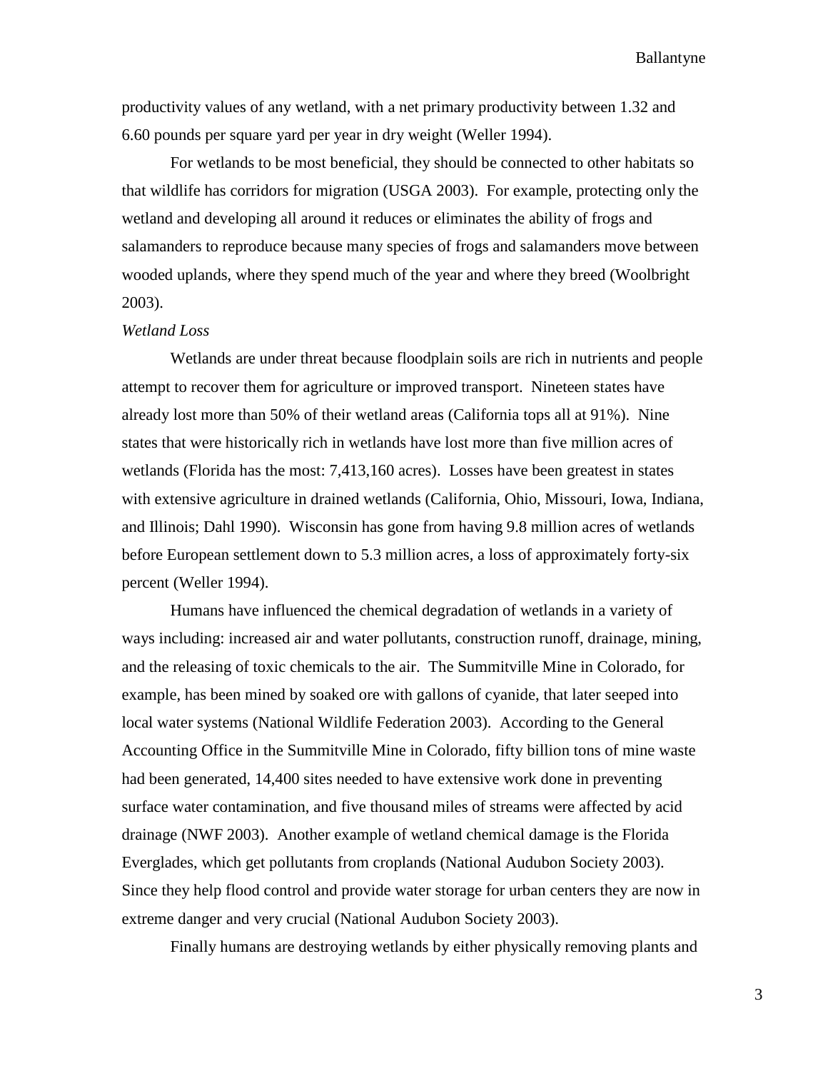productivity values of any wetland, with a net primary productivity between 1.32 and 6.60 pounds per square yard per year in dry weight (Weller 1994).

For wetlands to be most beneficial, they should be connected to other habitats so that wildlife has corridors for migration (USGA 2003). For example, protecting only the wetland and developing all around it reduces or eliminates the ability of frogs and salamanders to reproduce because many species of frogs and salamanders move between wooded uplands, where they spend much of the year and where they breed (Woolbright 2003).

*Wetland Loss*

Wetlands are under threat because floodplain soils are rich in nutrients and people attempt to recover them for agriculture or improved transport. Nineteen states have already lost more than 50% of their wetland areas (California tops all at 91%). Nine states that were historically rich in wetlands have lost more than five million acres of wetlands (Florida has the most: 7,413,160 acres). Losses have been greatest in states with extensive agriculture in drained wetlands (California, Ohio, Missouri, Iowa, Indiana, and Illinois; Dahl 1990). Wisconsin has gone from having 9.8 million acres of wetlands before European settlement down to 5.3 million acres, a loss of approximately forty-six percent (Weller 1994).

Humans have influenced the chemical degradation of wetlands in a variety of ways including: increased air and water pollutants, construction runoff, drainage, mining, and the releasing of toxic chemicals to the air. The Summitville Mine in Colorado, for example, has been mined by soaked ore with gallons of cyanide, that later seeped into local water systems (National Wildlife Federation 2003). According to the General Accounting Office in the Summitville Mine in Colorado, fifty billion tons of mine waste had been generated, 14,400 sites needed to have extensive work done in preventing surface water contamination, and five thousand miles of streams were affected by acid drainage (NWF 2003). Another example of wetland chemical damage is the Florida Everglades, which get pollutants from croplands (National Audubon Society 2003). Since they help flood control and provide water storage for urban centers they are now in extreme danger and very crucial (National Audubon Society 2003).

Finally humans are destroying wetlands by either physically removing plants and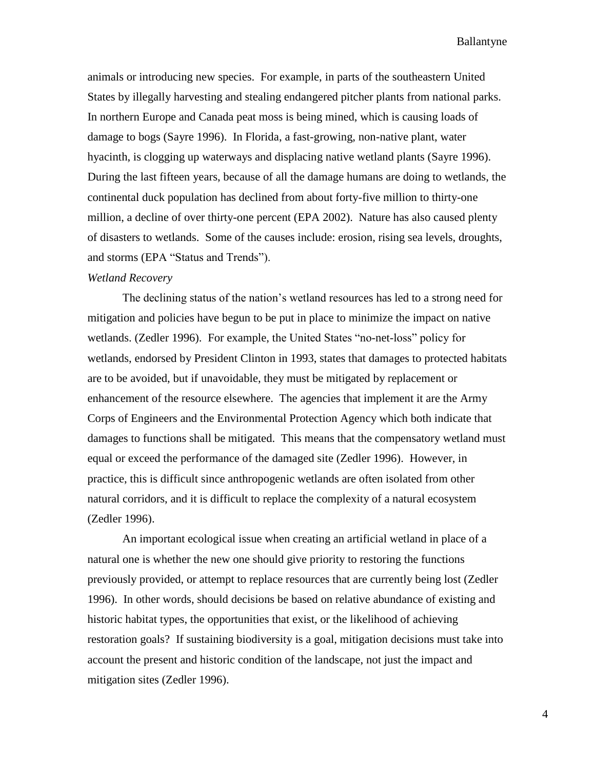animals or introducing new species. For example, in parts of the southeastern United States by illegally harvesting and stealing endangered pitcher plants from national parks. In northern Europe and Canada peat moss is being mined, which is causing loads of damage to bogs (Sayre 1996). In Florida, a fast-growing, non-native plant, water hyacinth, is clogging up waterways and displacing native wetland plants (Sayre 1996). During the last fifteen years, because of all the damage humans are doing to wetlands, the continental duck population has declined from about forty-five million to thirty-one million, a decline of over thirty-one percent (EPA 2002). Nature has also caused plenty of disasters to wetlands. Some of the causes include: erosion, rising sea levels, droughts, and storms (EPA "Status and Trends").

*Wetland Recovery*

The declining status of the nation's wetland resources has led to a strong need for mitigation and policies have begun to be put in place to minimize the impact on native wetlands. (Zedler 1996). For example, the United States "no-net-loss" policy for wetlands, endorsed by President Clinton in 1993, states that damages to protected habitats are to be avoided, but if unavoidable, they must be mitigated by replacement or enhancement of the resource elsewhere. The agencies that implement it are the Army Corps of Engineers and the Environmental Protection Agency which both indicate that damages to functions shall be mitigated. This means that the compensatory wetland must equal or exceed the performance of the damaged site (Zedler 1996). However, in practice, this is difficult since anthropogenic wetlands are often isolated from other natural corridors, and it is difficult to replace the complexity of a natural ecosystem (Zedler 1996).

An important ecological issue when creating an artificial wetland in place of a natural one is whether the new one should give priority to restoring the functions previously provided, or attempt to replace resources that are currently being lost (Zedler 1996). In other words, should decisions be based on relative abundance of existing and historic habitat types, the opportunities that exist, or the likelihood of achieving restoration goals? If sustaining biodiversity is a goal, mitigation decisions must take into account the present and historic condition of the landscape, not just the impact and mitigation sites (Zedler 1996).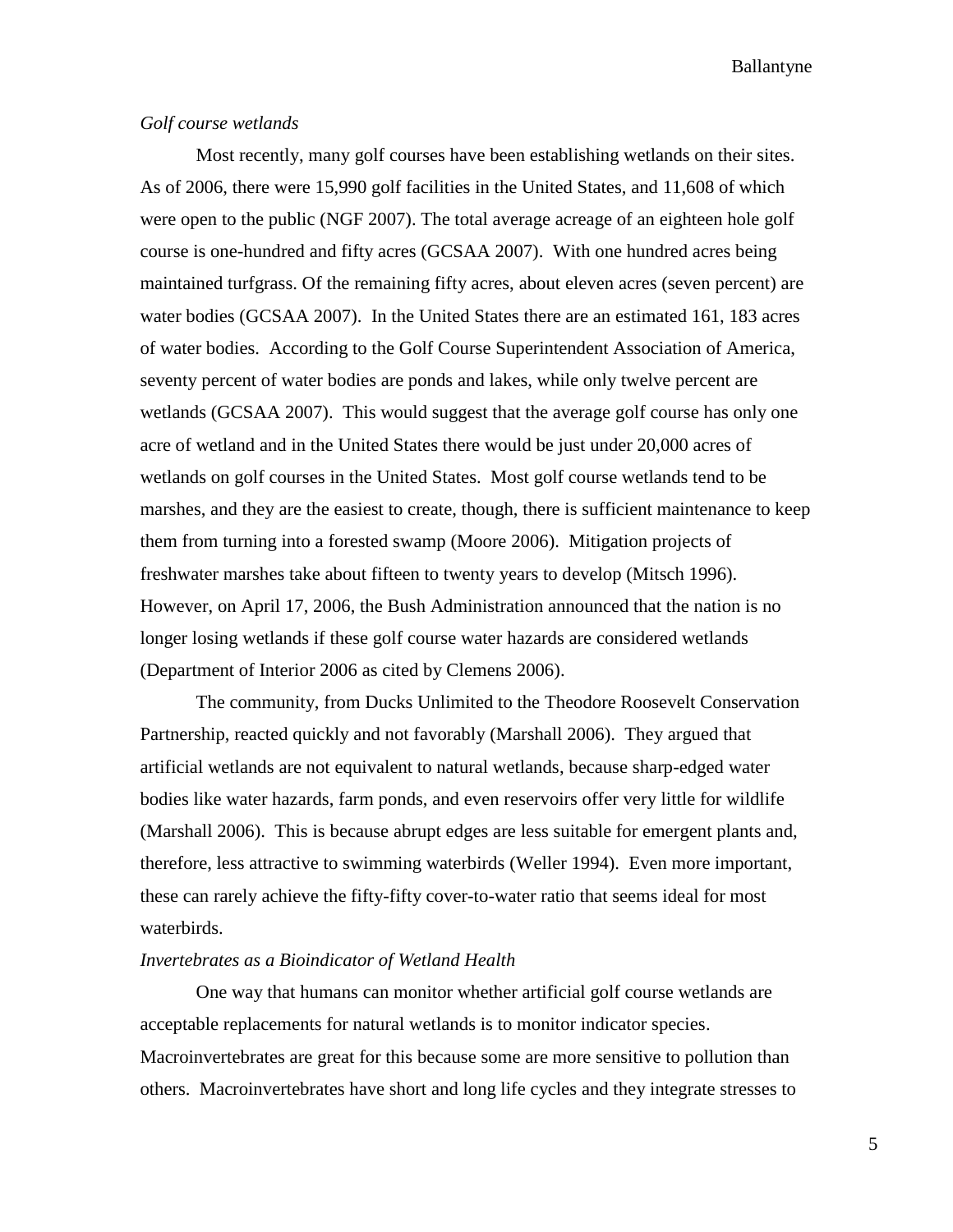*Golf course wetlands*

Most recently, many golf courses have been establishing wetlands on their sites. As of 2006, there were 15,990 golf facilities in the United States, and 11,608 of which were open to the public (NGF 2007). The total average acreage of an eighteen hole golf course is one-hundred and fifty acres (GCSAA 2007). With one hundred acres being maintained turfgrass. Of the remaining fifty acres, about eleven acres (seven percent) are water bodies (GCSAA 2007). In the United States there are an estimated 161, 183 acres of water bodies. According to the Golf Course Superintendent Association of America, seventy percent of water bodies are ponds and lakes, while only twelve percent are wetlands (GCSAA 2007). This would suggest that the average golf course has only one acre of wetland and in the United States there would be just under 20,000 acres of wetlands on golf courses in the United States. Most golf course wetlands tend to be marshes, and they are the easiest to create, though, there is sufficient maintenance to keep them from turning into a forested swamp (Moore 2006). Mitigation projects of freshwater marshes take about fifteen to twenty years to develop (Mitsch 1996). However, on April 17, 2006, the Bush Administration announced that the nation is no longer losing wetlands if these golf course water hazards are considered wetlands (Department of Interior 2006 as cited by Clemens 2006).

The community, from Ducks Unlimited to the Theodore Roosevelt Conservation Partnership, reacted quickly and not favorably (Marshall 2006). They argued that artificial wetlands are not equivalent to natural wetlands, because sharp-edged water bodies like water hazards, farm ponds, and even reservoirs offer very little for wildlife (Marshall 2006). This is because abrupt edges are less suitable for emergent plants and, therefore, less attractive to swimming waterbirds (Weller 1994). Even more important, these can rarely achieve the fifty-fifty cover-to-water ratio that seems ideal for most waterbirds.

*Invertebrates as a Bioindicator of Wetland Health*

One way that humans can monitor whether artificial golf course wetlands are acceptable replacements for natural wetlands is to monitor indicator species. Macroinvertebrates are great for this because some are more sensitive to pollution than others. Macroinvertebrates have short and long life cycles and they integrate stresses to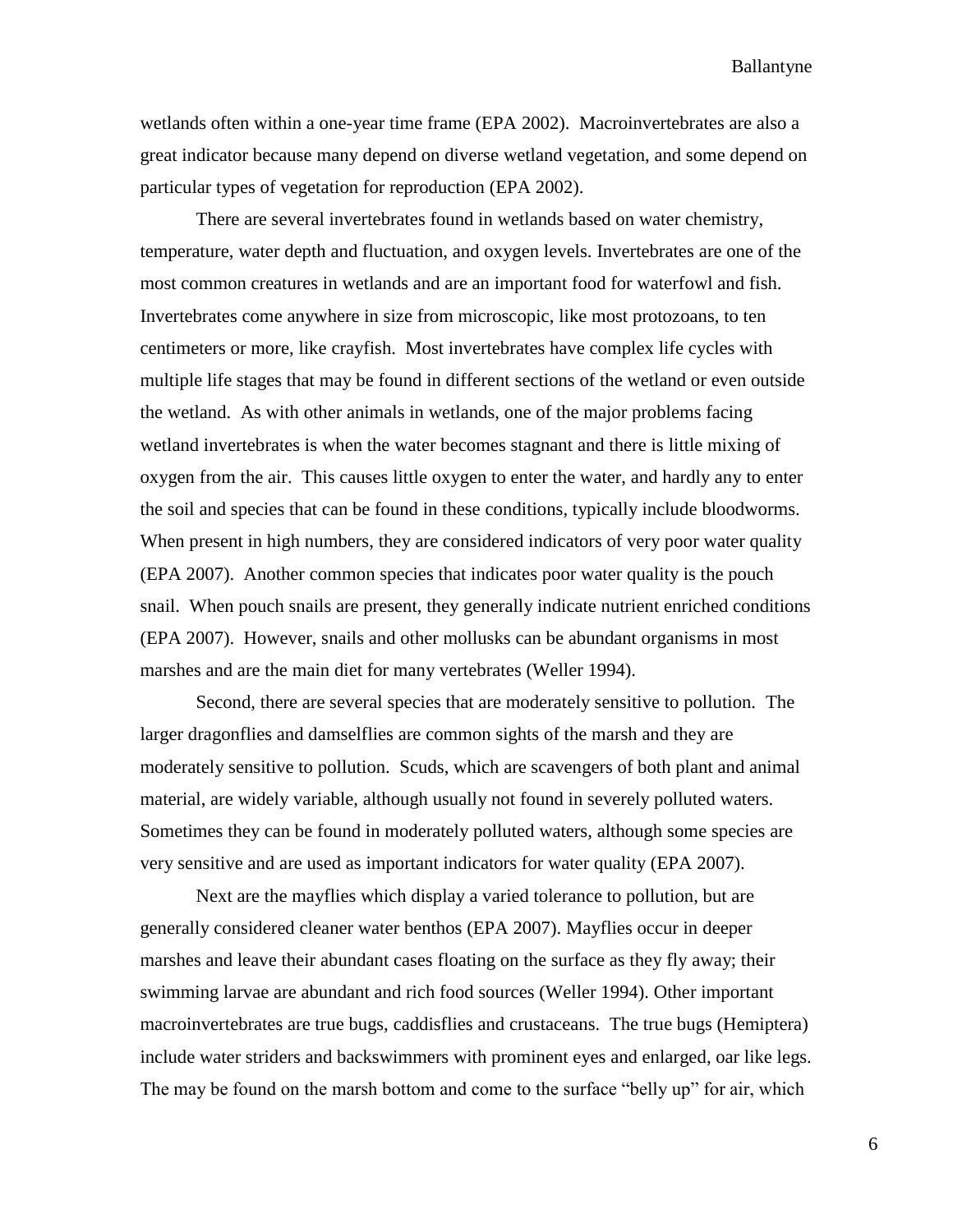wetlands often within a one-year time frame (EPA 2002). Macroinvertebrates are also a great indicator because many depend on diverse wetland vegetation, and some depend on particular types of vegetation for reproduction (EPA 2002).

There are several invertebrates found in wetlands based on water chemistry, temperature, water depth and fluctuation, and oxygen levels. Invertebrates are one of the most common creatures in wetlands and are an important food for waterfowl and fish. Invertebrates come anywhere in size from microscopic, like most protozoans, to ten centimeters or more, like crayfish. Most invertebrates have complex life cycles with multiple life stages that may be found in different sections of the wetland or even outside the wetland. As with other animals in wetlands, one of the major problems facing wetland invertebrates is when the water becomes stagnant and there is little mixing of oxygen from the air. This causes little oxygen to enter the water, and hardly any to enter the soil and species that can be found in these conditions, typically include bloodworms. When present in high numbers, they are considered indicators of very poor water quality (EPA 2007). Another common species that indicates poor water quality is the pouch snail. When pouch snails are present, they generally indicate nutrient enriched conditions (EPA 2007). However, snails and other mollusks can be abundant organisms in most marshes and are the main diet for many vertebrates (Weller 1994).

Second, there are several species that are moderately sensitive to pollution. The larger dragonflies and damselflies are common sights of the marsh and they are moderately sensitive to pollution. Scuds, which are scavengers of both plant and animal material, are widely variable, although usually not found in severely polluted waters. Sometimes they can be found in moderately polluted waters, although some species are very sensitive and are used as important indicators for water quality (EPA 2007).

Next are the mayflies which display a varied tolerance to pollution, but are generally considered cleaner water benthos (EPA 2007). Mayflies occur in deeper marshes and leave their abundant cases floating on the surface as they fly away; their swimming larvae are abundant and rich food sources (Weller 1994). Other important macroinvertebrates are true bugs, caddisflies and crustaceans. The true bugs (Hemiptera) include water striders and backswimmers with prominent eyes and enlarged, oar like legs. The may be found on the marsh bottom and come to the surface "belly up" for air, which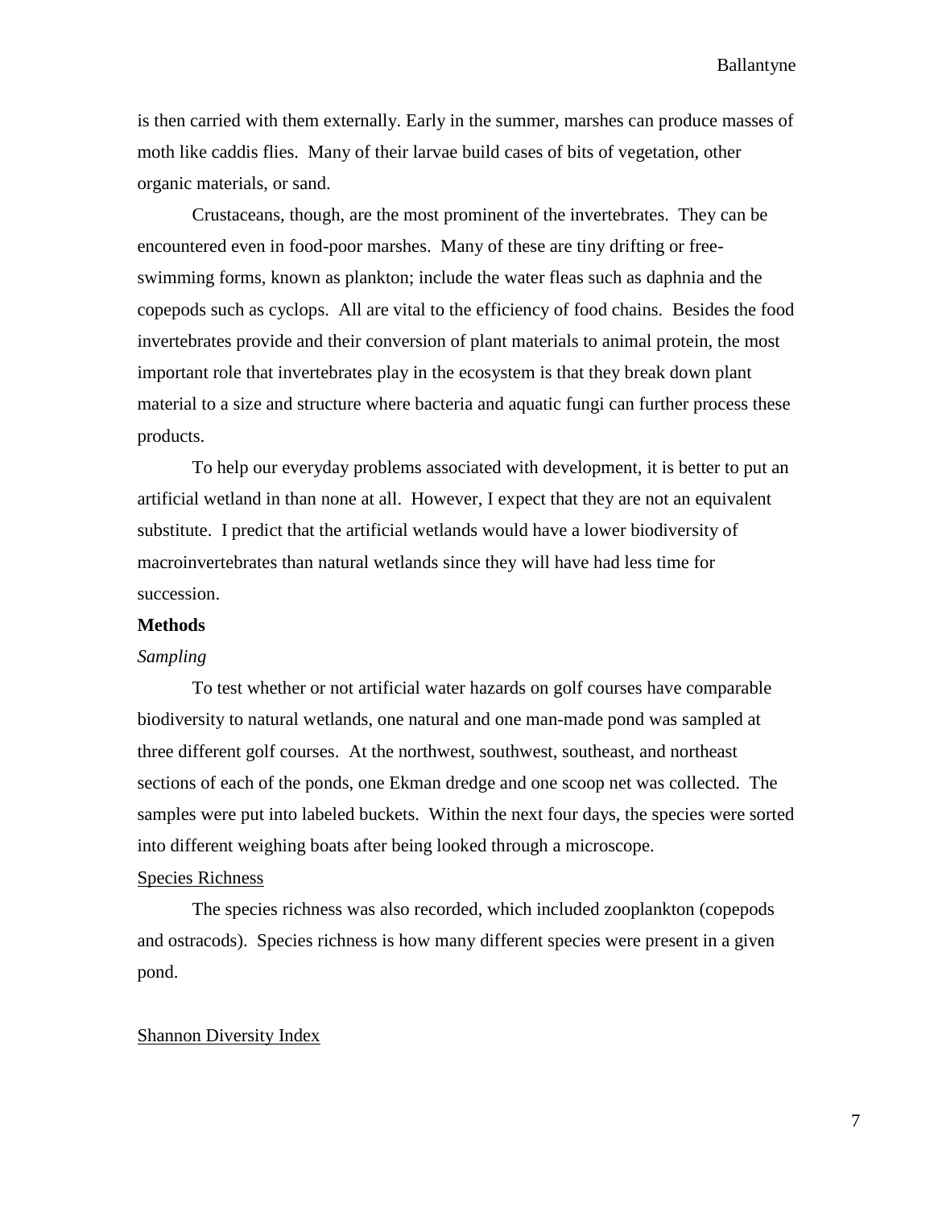is then carried with them externally. Early in the summer, marshes can produce masses of moth like caddis flies. Many of their larvae build cases of bits of vegetation, other organic materials, or sand.

Crustaceans, though, are the most prominent of the invertebrates. They can be encountered even in food-poor marshes. Many of these are tiny drifting or free-swimming forms, known as plankton; include the water fleas such as daphnia and the copepods such as cyclops. All are vital to the efficiency of food chains. Besides the food invertebrates provide and their conversion of plant materials to animal protein, the most important role that invertebrates play in the ecosystem is that they break down plant material to a size and structure where bacteria and aquatic fungi can further process these products.

To help our everyday problems associated with development, it is better to put an artificial wetland in than none at all. However, I expect that they are not an equivalent substitute. I predict that the artificial wetlands would have a lower biodiversity of macroinvertebrates than natural wetlands since they will have had less time for succession.

**Methods**

*Sampling*

To test whether or not artificial water hazards on golf courses have comparable biodiversity to natural wetlands, one natural and one man-made pond was sampled at three different golf courses. At the northwest, southwest, southeast, and northeast sections of each of the ponds, one Ekman dredge and one scoop net was collected. The samples were put into labeled buckets. Within the next four days, the species were sorted into different weighing boats after being looked through a microscope.

<u>Species Richness</u>

The species richness was also recorded, which included zooplankton (copepods and ostracods). Species richness is how many different species were present in a given pond.

<u>Shannon Diversity Index</u>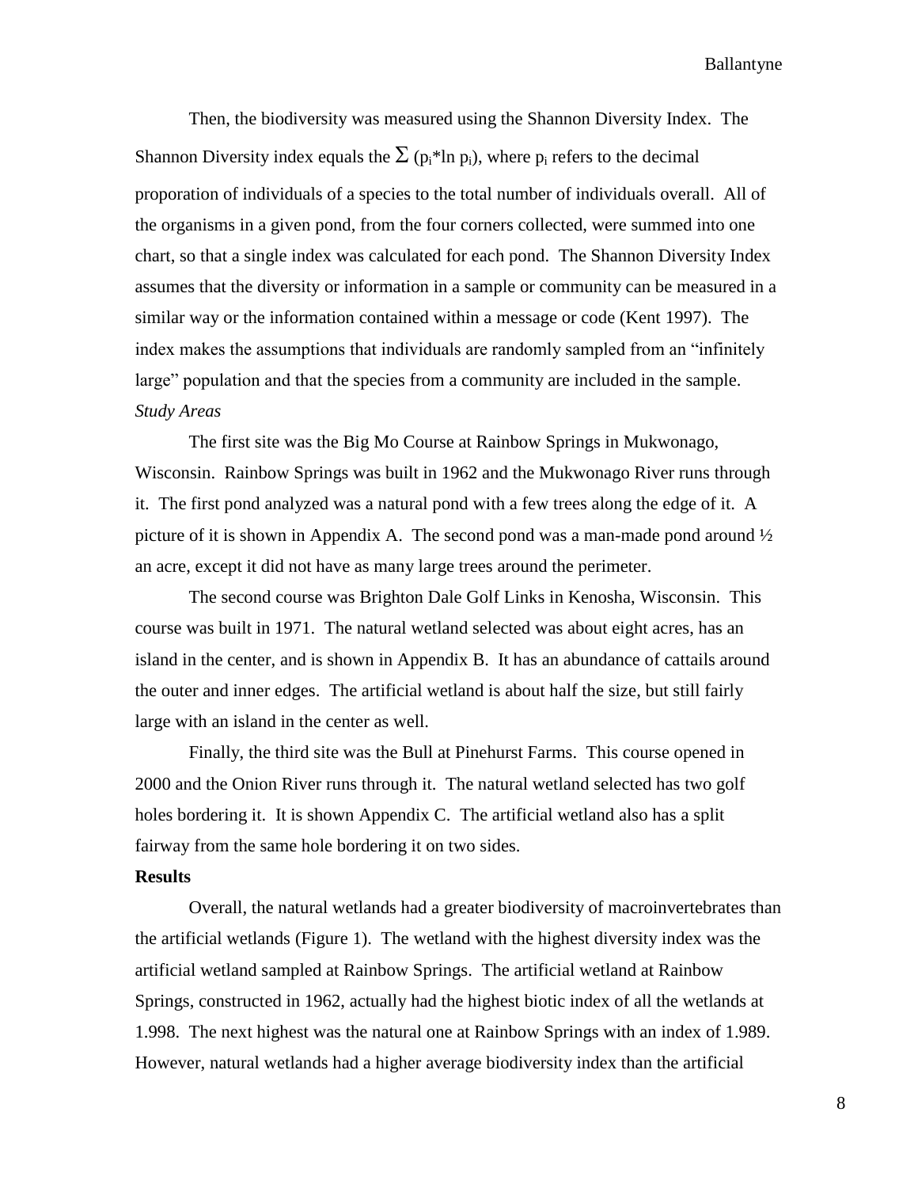Then, the biodiversity was measured using the Shannon Diversity Index. The Shannon Diversity index equals the $\Sigma$ ($p_i$*ln $p_i$), where $p_i$ refers to the decimal proporation of individuals of a species to the total number of individuals overall. All of the organisms in a given pond, from the four corners collected, were summed into one chart, so that a single index was calculated for each pond. The Shannon Diversity Index assumes that the diversity or information in a sample or community can be measured in a similar way or the information contained within a message or code (Kent 1997). The index makes the assumptions that individuals are randomly sampled from an "infinitely large" population and that the species from a community are included in the sample.

*Study Areas*

The first site was the Big Mo Course at Rainbow Springs in Mukwonago, Wisconsin. Rainbow Springs was built in 1962 and the Mukwonago River runs through it. The first pond analyzed was a natural pond with a few trees along the edge of it. A picture of it is shown in Appendix A. The second pond was a man-made pond around ½ an acre, except it did not have as many large trees around the perimeter.

The second course was Brighton Dale Golf Links in Kenosha, Wisconsin. This course was built in 1971. The natural wetland selected was about eight acres, has an island in the center, and is shown in Appendix B. It has an abundance of cattails around the outer and inner edges. The artificial wetland is about half the size, but still fairly large with an island in the center as well.

Finally, the third site was the Bull at Pinehurst Farms. This course opened in 2000 and the Onion River runs through it. The natural wetland selected has two golf holes bordering it. It is shown Appendix C. The artificial wetland also has a split fairway from the same hole bordering it on two sides.

**Results**

Overall, the natural wetlands had a greater biodiversity of macroinvertebrates than the artificial wetlands (Figure 1). The wetland with the highest diversity index was the artificial wetland sampled at Rainbow Springs. The artificial wetland at Rainbow Springs, constructed in 1962, actually had the highest biotic index of all the wetlands at 1.998. The next highest was the natural one at Rainbow Springs with an index of 1.989. However, natural wetlands had a higher average biodiversity index than the artificial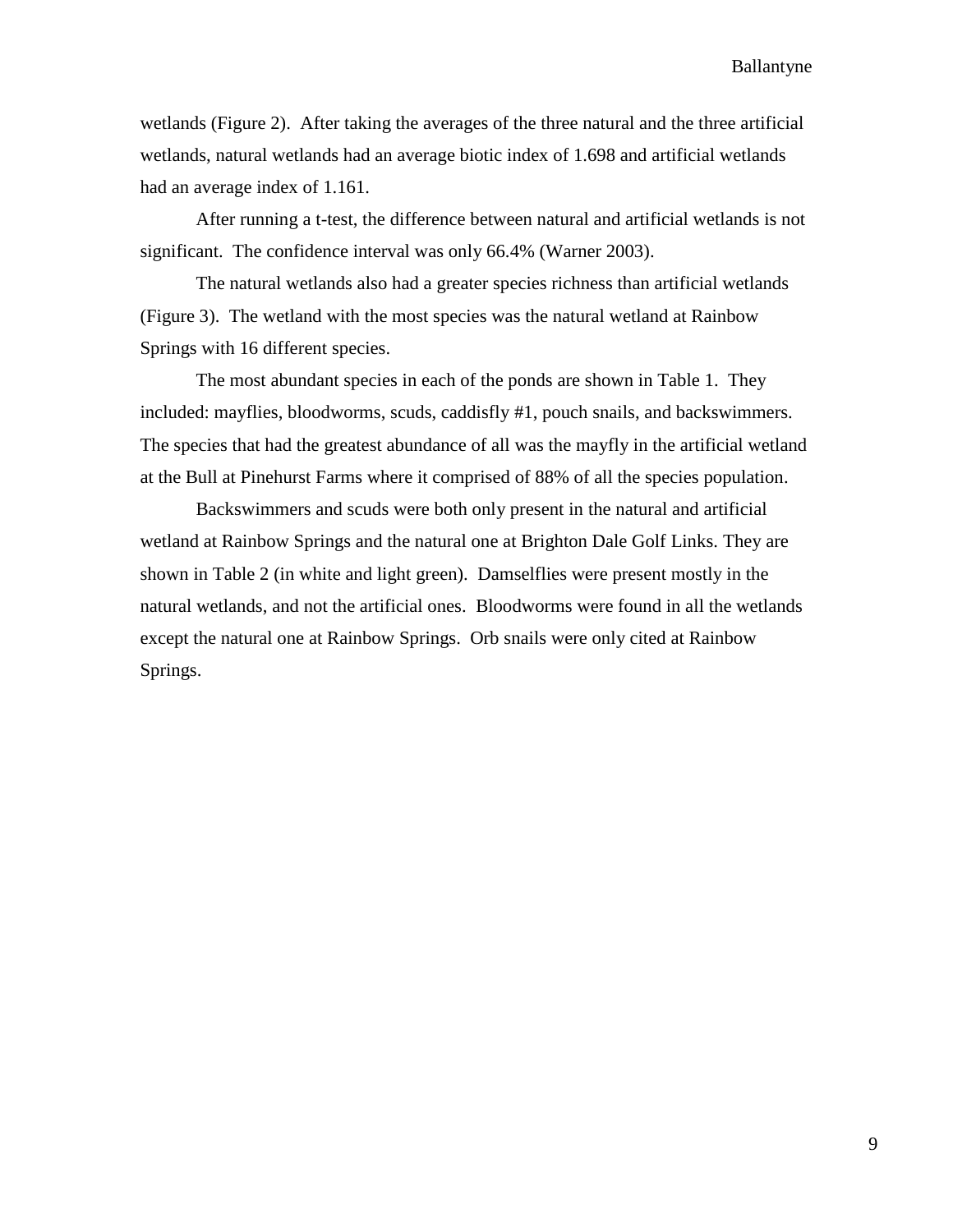wetlands (Figure 2). After taking the averages of the three natural and the three artificial wetlands, natural wetlands had an average biotic index of 1.698 and artificial wetlands had an average index of 1.161.

After running a t-test, the difference between natural and artificial wetlands is not significant. The confidence interval was only 66.4% (Warner 2003).

The natural wetlands also had a greater species richness than artificial wetlands (Figure 3). The wetland with the most species was the natural wetland at Rainbow Springs with 16 different species.

The most abundant species in each of the ponds are shown in Table 1. They included: mayflies, bloodworms, scuds, caddisfly #1, pouch snails, and backswimmers. The species that had the greatest abundance of all was the mayfly in the artificial wetland at the Bull at Pinehurst Farms where it comprised of 88% of all the species population.

Backswimmers and scuds were both only present in the natural and artificial wetland at Rainbow Springs and the natural one at Brighton Dale Golf Links. They are shown in Table 2 (in white and light green). Damselflies were present mostly in the natural wetlands, and not the artificial ones. Bloodworms were found in all the wetlands except the natural one at Rainbow Springs. Orb snails were only cited at Rainbow Springs.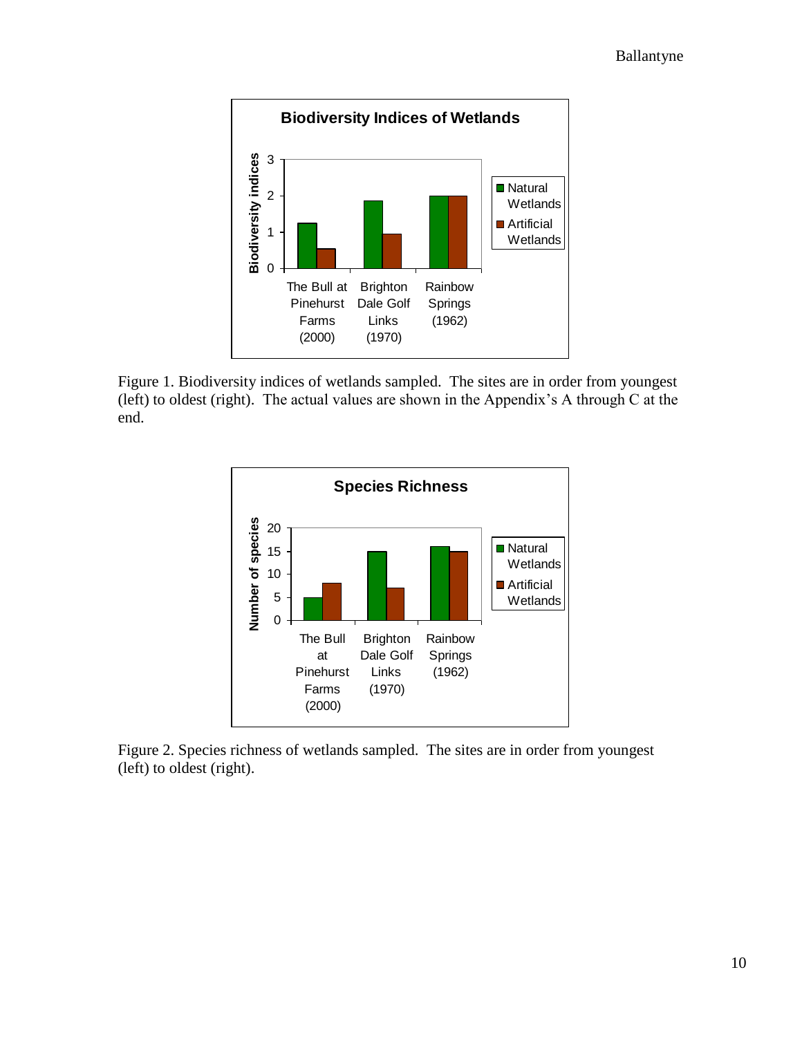Figure 1. Biodiversity indices of wetlands sampled. The sites are in order from youngest (left) to oldest (right). The actual values are shown in the Appendix's A through C at the end.

Figure 2. Species richness of wetlands sampled. The sites are in order from youngest (left) to oldest (right).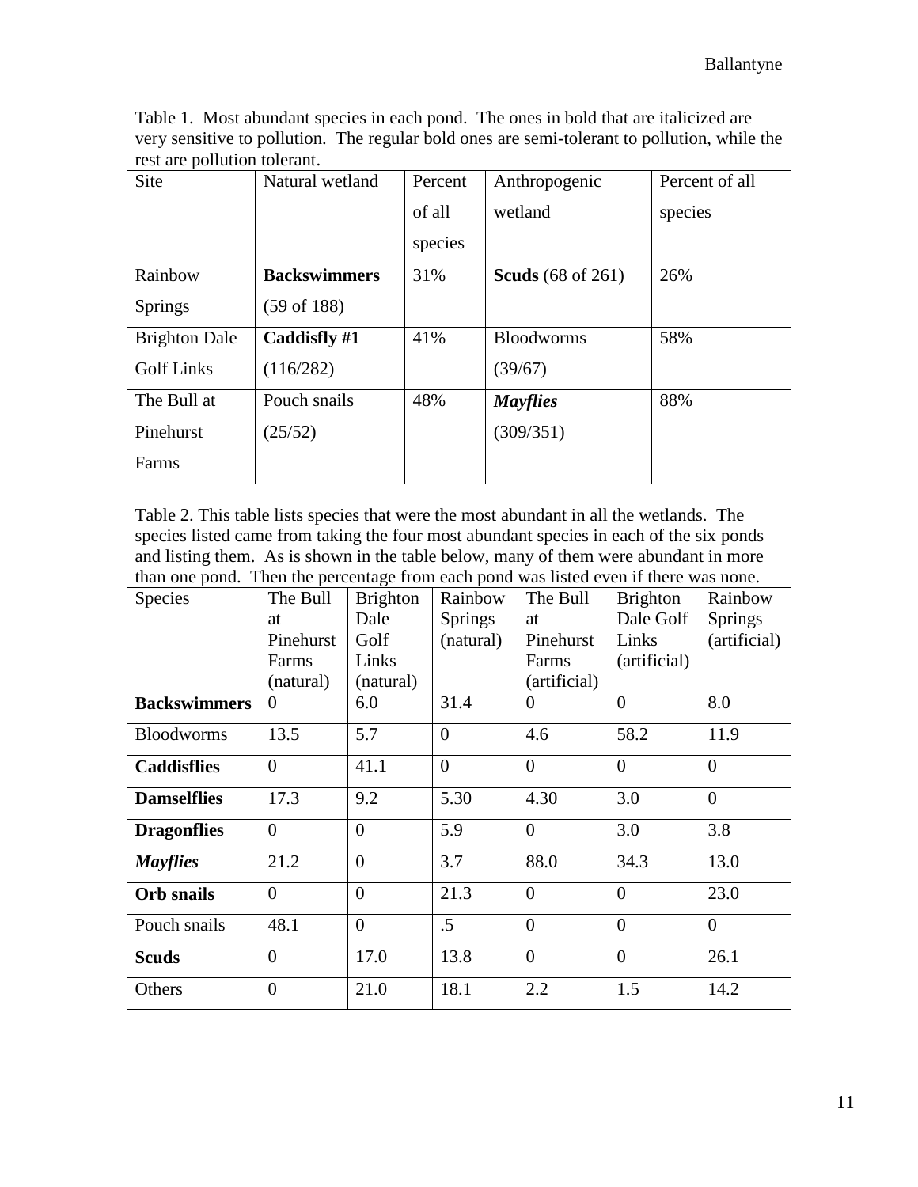Table 1. Most abundant species in each pond. The ones in bold that are italicized are very sensitive to pollution. The regular bold ones are semi-tolerant to pollution, while the rest are pollution tolerant.

| Site | Natural wetland | Percent of all species | Anthropogenic wetland | Percent of all species |
|---|---|---|---|---|
| Rainbow Springs | **Backswimmers** (59 of 188) | 31% | **Scuds** (68 of 261) | 26% |
| Brighton Dale Golf Links | **Caddisfly #1** (116/282) | 41% | Bloodworms (39/67) | 58% |
| The Bull at Pinehurst Farms | Pouch snails (25/52) | 48% | ***Mayflies*** (309/351) | 88% |

Table 2. This table lists species that were the most abundant in all the wetlands. The species listed came from taking the four most abundant species in each of the six ponds and listing them. As is shown in the table below, many of them were abundant in more than one pond. Then the percentage from each pond was listed even if there was none.

| Species | The Bull at Pinehurst Farms (natural) | Brighton Dale Golf Links (natural) | Rainbow Springs (natural) | The Bull at Pinehurst Farms (artificial) | Brighton Dale Golf Links (artificial) | Rainbow Springs (artificial) |
|---|---|---|---|---|---|---|
| **Backswimmers** | 0 | 6.0 | 31.4 | 0 | 0 | 8.0 |
| Bloodworms | 13.5 | 5.7 | 0 | 4.6 | 58.2 | 11.9 |
| **Caddisflies** | 0 | 41.1 | 0 | 0 | 0 | 0 |
| **Damselflies** | 17.3 | 9.2 | 5.30 | 4.30 | 3.0 | 0 |
| **Dragonflies** | 0 | 0 | 5.9 | 0 | 3.0 | 3.8 |
| ***Mayflies*** | 21.2 | 0 | 3.7 | 88.0 | 34.3 | 13.0 |
| **Orb snails** | 0 | 0 | 21.3 | 0 | 0 | 23.0 |
| Pouch snails | 48.1 | 0 | .5 | 0 | 0 | 0 |
| **Scuds** | 0 | 17.0 | 13.8 | 0 | 0 | 26.1 |
| Others | 0 | 21.0 | 18.1 | 2.2 | 1.5 | 14.2 |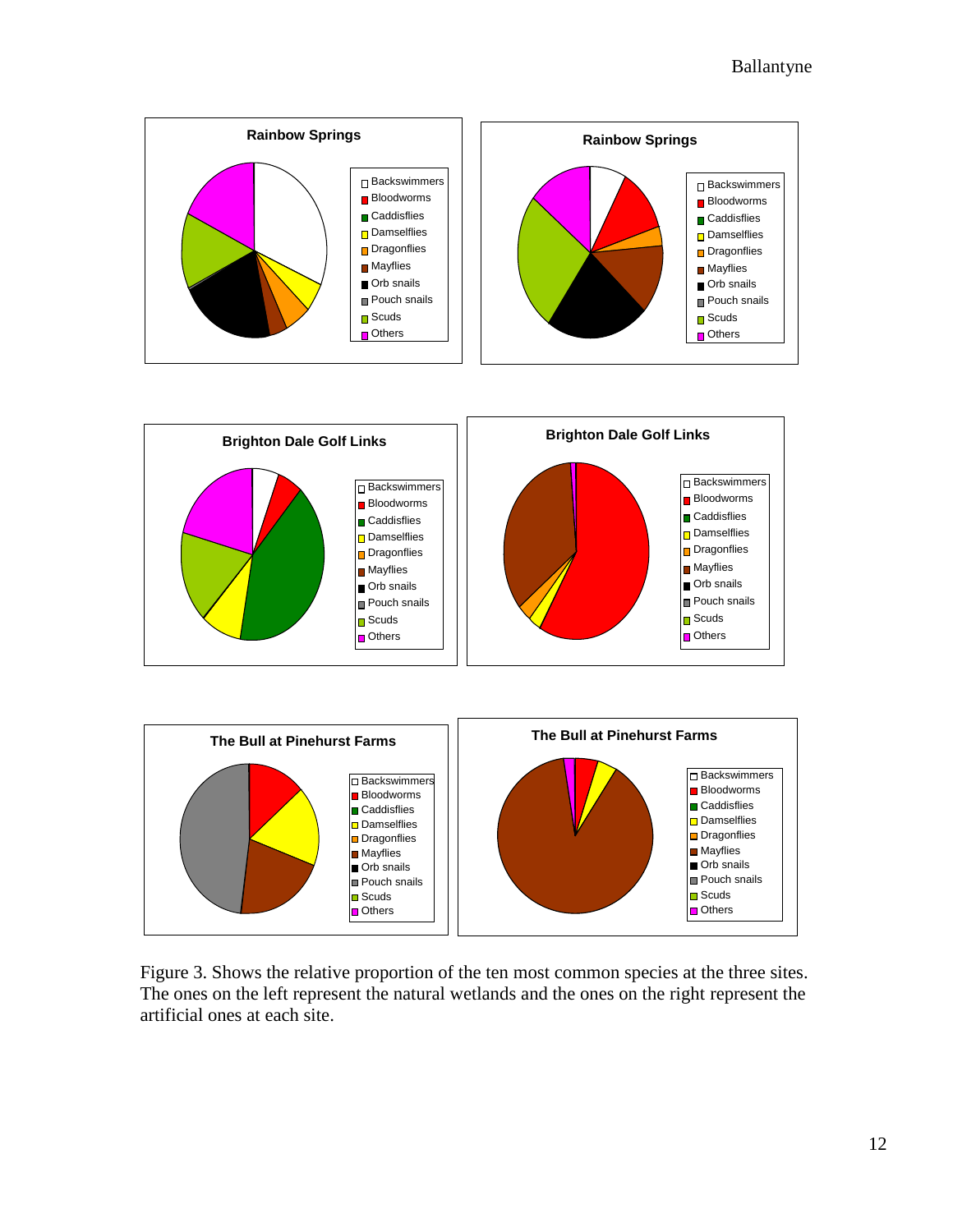**Rainbow Springs**

- Backswimmers
- Bloodworms
- Caddisflies
- Damselflies
- Dragonflies
- Mayflies
- Orb snails
- Pouch snails
- Scuds
- Others

**Rainbow Springs**

- Backswimmers
- Bloodworms
- Caddisflies
- Damselflies
- Dragonflies
- Mayflies
- Orb snails
- Pouch snails
- Scuds
- Others

**Brighton Dale Golf Links**

- Backswimmers
- Bloodworms
- Caddisflies
- Damselflies
- Dragonflies
- Mayflies
- Orb snails
- Pouch snails
- Scuds
- Others

**Brighton Dale Golf Links**

- Backswimmers
- Bloodworms
- Caddisflies
- Damselflies
- Dragonflies
- Mayflies
- Orb snails
- Pouch snails
- Scuds
- Others

**The Bull at Pinehurst Farms**

- Backswimmers
- Bloodworms
- Caddisflies
- Damselflies
- Dragonflies
- Mayflies
- Orb snails
- Pouch snails
- Scuds
- Others

**The Bull at Pinehurst Farms**

- Backswimmers
- Bloodworms
- Caddisflies
- Damselflies
- Dragonflies
- Mayflies
- Orb snails
- Pouch snails
- Scuds
- Others

Figure 3. Shows the relative proportion of the ten most common species at the three sites. The ones on the left represent the natural wetlands and the ones on the right represent the artificial ones at each site.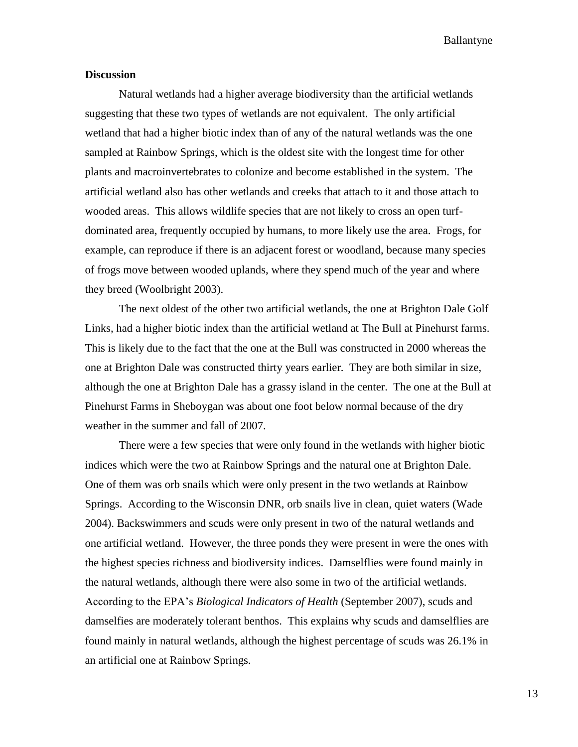**Discussion**

Natural wetlands had a higher average biodiversity than the artificial wetlands suggesting that these two types of wetlands are not equivalent. The only artificial wetland that had a higher biotic index than of any of the natural wetlands was the one sampled at Rainbow Springs, which is the oldest site with the longest time for other plants and macroinvertebrates to colonize and become established in the system. The artificial wetland also has other wetlands and creeks that attach to it and those attach to wooded areas. This allows wildlife species that are not likely to cross an open turf-dominated area, frequently occupied by humans, to more likely use the area. Frogs, for example, can reproduce if there is an adjacent forest or woodland, because many species of frogs move between wooded uplands, where they spend much of the year and where they breed (Woolbright 2003).

The next oldest of the other two artificial wetlands, the one at Brighton Dale Golf Links, had a higher biotic index than the artificial wetland at The Bull at Pinehurst farms. This is likely due to the fact that the one at the Bull was constructed in 2000 whereas the one at Brighton Dale was constructed thirty years earlier. They are both similar in size, although the one at Brighton Dale has a grassy island in the center. The one at the Bull at Pinehurst Farms in Sheboygan was about one foot below normal because of the dry weather in the summer and fall of 2007.

There were a few species that were only found in the wetlands with higher biotic indices which were the two at Rainbow Springs and the natural one at Brighton Dale. One of them was orb snails which were only present in the two wetlands at Rainbow Springs. According to the Wisconsin DNR, orb snails live in clean, quiet waters (Wade 2004). Backswimmers and scuds were only present in two of the natural wetlands and one artificial wetland. However, the three ponds they were present in were the ones with the highest species richness and biodiversity indices. Damselflies were found mainly in the natural wetlands, although there were also some in two of the artificial wetlands. According to the EPA's *Biological Indicators of Health* (September 2007), scuds and damselfies are moderately tolerant benthos. This explains why scuds and damselflies are found mainly in natural wetlands, although the highest percentage of scuds was 26.1% in an artificial one at Rainbow Springs.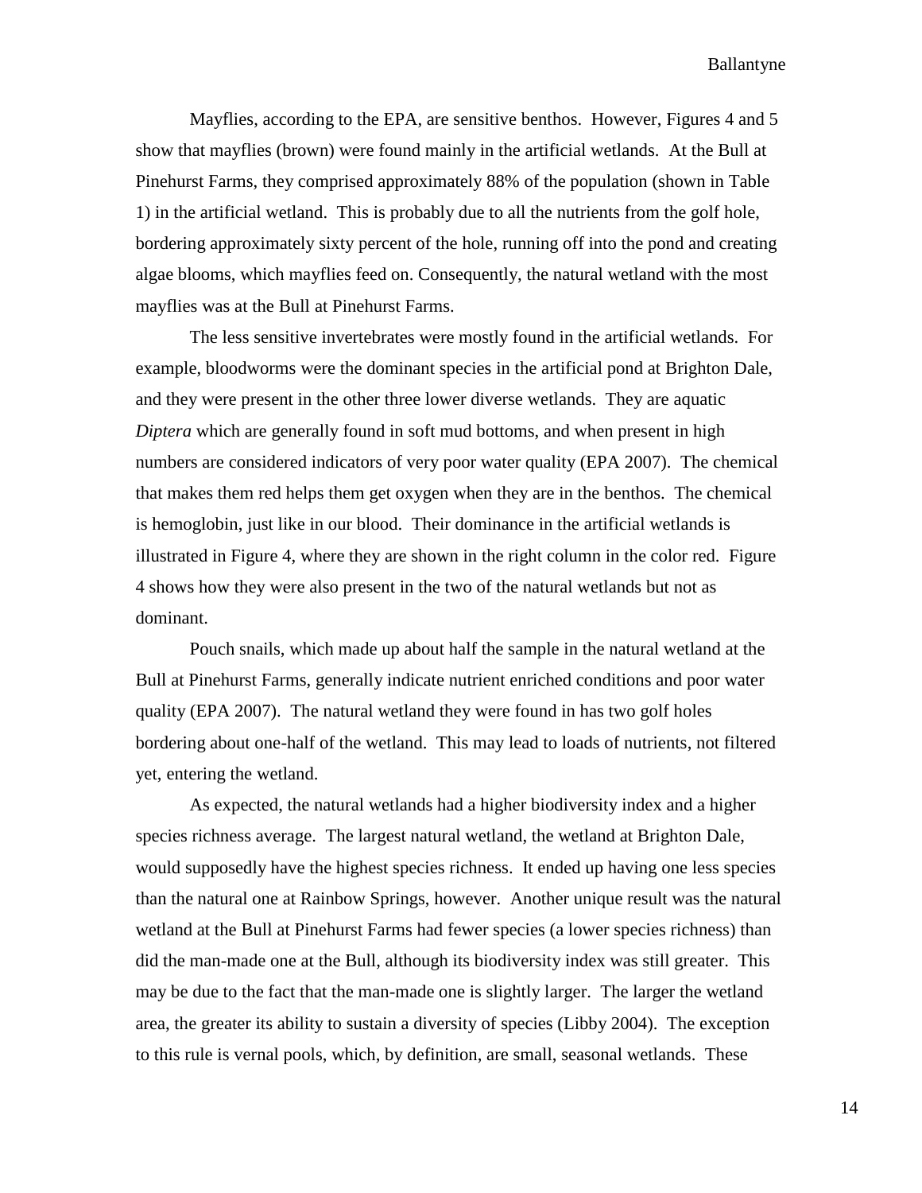Mayflies, according to the EPA, are sensitive benthos. However, Figures 4 and 5 show that mayflies (brown) were found mainly in the artificial wetlands. At the Bull at Pinehurst Farms, they comprised approximately 88% of the population (shown in Table 1) in the artificial wetland. This is probably due to all the nutrients from the golf hole, bordering approximately sixty percent of the hole, running off into the pond and creating algae blooms, which mayflies feed on. Consequently, the natural wetland with the most mayflies was at the Bull at Pinehurst Farms.

The less sensitive invertebrates were mostly found in the artificial wetlands. For example, bloodworms were the dominant species in the artificial pond at Brighton Dale, and they were present in the other three lower diverse wetlands. They are aquatic *Diptera* which are generally found in soft mud bottoms, and when present in high numbers are considered indicators of very poor water quality (EPA 2007). The chemical that makes them red helps them get oxygen when they are in the benthos. The chemical is hemoglobin, just like in our blood. Their dominance in the artificial wetlands is illustrated in Figure 4, where they are shown in the right column in the color red. Figure 4 shows how they were also present in the two of the natural wetlands but not as dominant.

Pouch snails, which made up about half the sample in the natural wetland at the Bull at Pinehurst Farms, generally indicate nutrient enriched conditions and poor water quality (EPA 2007). The natural wetland they were found in has two golf holes bordering about one-half of the wetland. This may lead to loads of nutrients, not filtered yet, entering the wetland.

As expected, the natural wetlands had a higher biodiversity index and a higher species richness average. The largest natural wetland, the wetland at Brighton Dale, would supposedly have the highest species richness. It ended up having one less species than the natural one at Rainbow Springs, however. Another unique result was the natural wetland at the Bull at Pinehurst Farms had fewer species (a lower species richness) than did the man-made one at the Bull, although its biodiversity index was still greater. This may be due to the fact that the man-made one is slightly larger. The larger the wetland area, the greater its ability to sustain a diversity of species (Libby 2004). The exception to this rule is vernal pools, which, by definition, are small, seasonal wetlands. These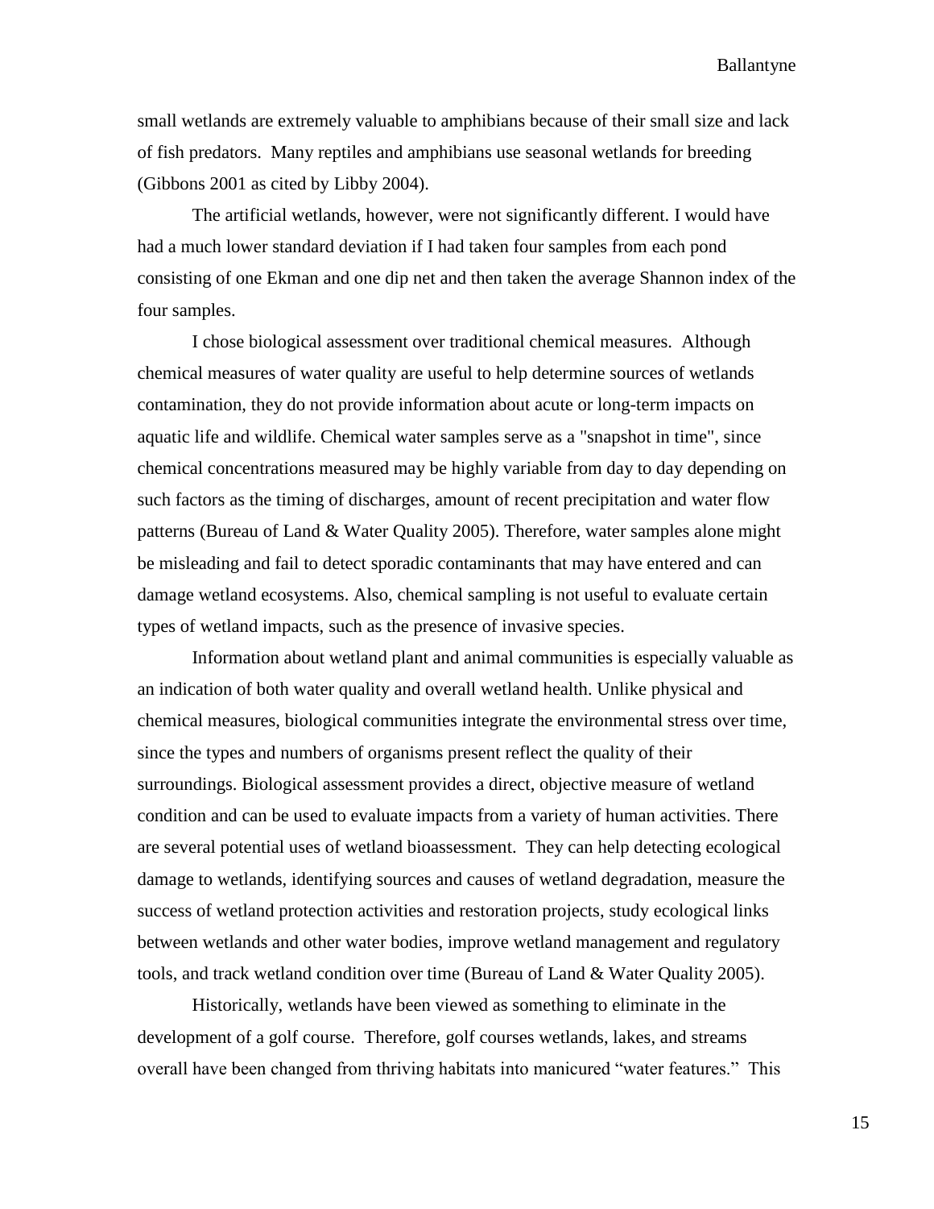small wetlands are extremely valuable to amphibians because of their small size and lack of fish predators. Many reptiles and amphibians use seasonal wetlands for breeding (Gibbons 2001 as cited by Libby 2004).

The artificial wetlands, however, were not significantly different. I would have had a much lower standard deviation if I had taken four samples from each pond consisting of one Ekman and one dip net and then taken the average Shannon index of the four samples.

I chose biological assessment over traditional chemical measures. Although chemical measures of water quality are useful to help determine sources of wetlands contamination, they do not provide information about acute or long-term impacts on aquatic life and wildlife. Chemical water samples serve as a "snapshot in time", since chemical concentrations measured may be highly variable from day to day depending on such factors as the timing of discharges, amount of recent precipitation and water flow patterns (Bureau of Land & Water Quality 2005). Therefore, water samples alone might be misleading and fail to detect sporadic contaminants that may have entered and can damage wetland ecosystems. Also, chemical sampling is not useful to evaluate certain types of wetland impacts, such as the presence of invasive species.

Information about wetland plant and animal communities is especially valuable as an indication of both water quality and overall wetland health. Unlike physical and chemical measures, biological communities integrate the environmental stress over time, since the types and numbers of organisms present reflect the quality of their surroundings. Biological assessment provides a direct, objective measure of wetland condition and can be used to evaluate impacts from a variety of human activities. There are several potential uses of wetland bioassessment. They can help detecting ecological damage to wetlands, identifying sources and causes of wetland degradation, measure the success of wetland protection activities and restoration projects, study ecological links between wetlands and other water bodies, improve wetland management and regulatory tools, and track wetland condition over time (Bureau of Land & Water Quality 2005).

Historically, wetlands have been viewed as something to eliminate in the development of a golf course. Therefore, golf courses wetlands, lakes, and streams overall have been changed from thriving habitats into manicured "water features." This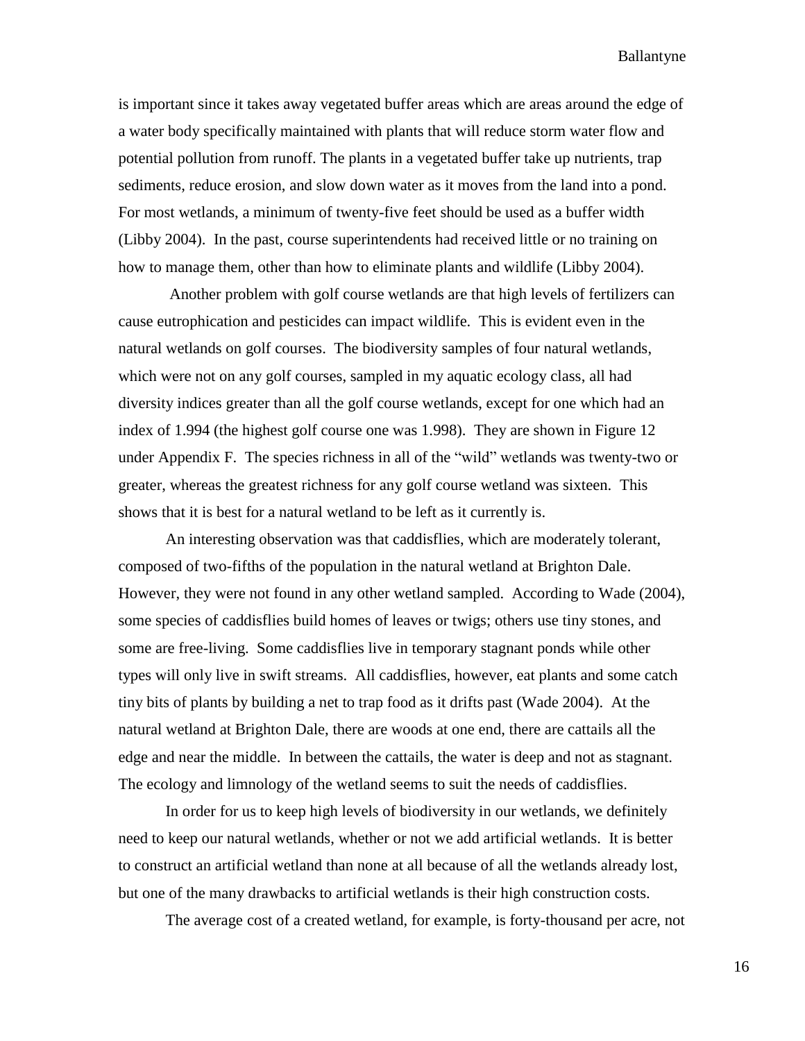is important since it takes away vegetated buffer areas which are areas around the edge of a water body specifically maintained with plants that will reduce storm water flow and potential pollution from runoff. The plants in a vegetated buffer take up nutrients, trap sediments, reduce erosion, and slow down water as it moves from the land into a pond. For most wetlands, a minimum of twenty-five feet should be used as a buffer width (Libby 2004). In the past, course superintendents had received little or no training on how to manage them, other than how to eliminate plants and wildlife (Libby 2004).

Another problem with golf course wetlands are that high levels of fertilizers can cause eutrophication and pesticides can impact wildlife. This is evident even in the natural wetlands on golf courses. The biodiversity samples of four natural wetlands, which were not on any golf courses, sampled in my aquatic ecology class, all had diversity indices greater than all the golf course wetlands, except for one which had an index of 1.994 (the highest golf course one was 1.998). They are shown in Figure 12 under Appendix F. The species richness in all of the "wild" wetlands was twenty-two or greater, whereas the greatest richness for any golf course wetland was sixteen. This shows that it is best for a natural wetland to be left as it currently is.

An interesting observation was that caddisflies, which are moderately tolerant, composed of two-fifths of the population in the natural wetland at Brighton Dale. However, they were not found in any other wetland sampled. According to Wade (2004), some species of caddisflies build homes of leaves or twigs; others use tiny stones, and some are free-living. Some caddisflies live in temporary stagnant ponds while other types will only live in swift streams. All caddisflies, however, eat plants and some catch tiny bits of plants by building a net to trap food as it drifts past (Wade 2004). At the natural wetland at Brighton Dale, there are woods at one end, there are cattails all the edge and near the middle. In between the cattails, the water is deep and not as stagnant. The ecology and limnology of the wetland seems to suit the needs of caddisflies.

In order for us to keep high levels of biodiversity in our wetlands, we definitely need to keep our natural wetlands, whether or not we add artificial wetlands. It is better to construct an artificial wetland than none at all because of all the wetlands already lost, but one of the many drawbacks to artificial wetlands is their high construction costs.

The average cost of a created wetland, for example, is forty-thousand per acre, not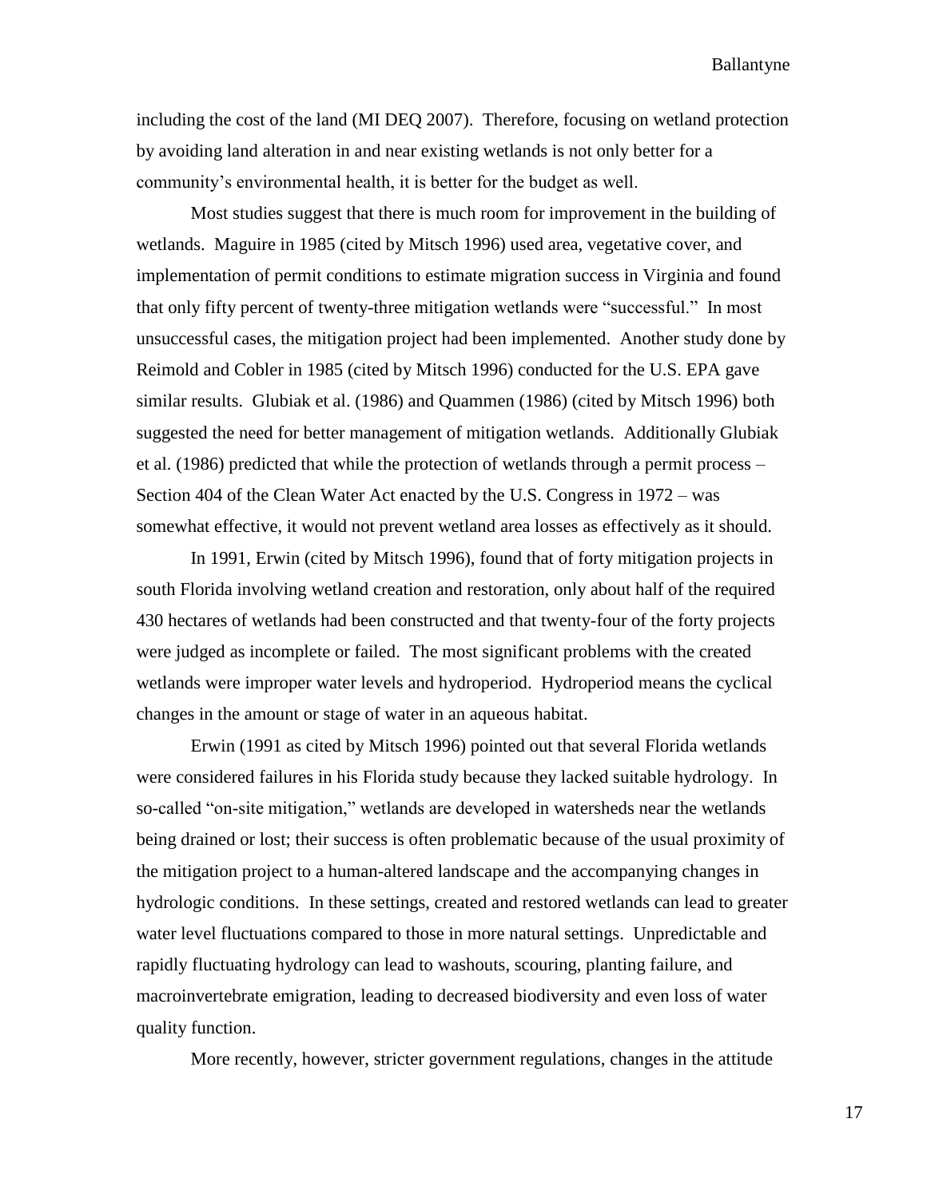including the cost of the land (MI DEQ 2007). Therefore, focusing on wetland protection by avoiding land alteration in and near existing wetlands is not only better for a community's environmental health, it is better for the budget as well.

Most studies suggest that there is much room for improvement in the building of wetlands. Maguire in 1985 (cited by Mitsch 1996) used area, vegetative cover, and implementation of permit conditions to estimate migration success in Virginia and found that only fifty percent of twenty-three mitigation wetlands were "successful." In most unsuccessful cases, the mitigation project had been implemented. Another study done by Reimold and Cobler in 1985 (cited by Mitsch 1996) conducted for the U.S. EPA gave similar results. Glubiak et al. (1986) and Quammen (1986) (cited by Mitsch 1996) both suggested the need for better management of mitigation wetlands. Additionally Glubiak et al. (1986) predicted that while the protection of wetlands through a permit process – Section 404 of the Clean Water Act enacted by the U.S. Congress in 1972 – was somewhat effective, it would not prevent wetland area losses as effectively as it should.

In 1991, Erwin (cited by Mitsch 1996), found that of forty mitigation projects in south Florida involving wetland creation and restoration, only about half of the required 430 hectares of wetlands had been constructed and that twenty-four of the forty projects were judged as incomplete or failed. The most significant problems with the created wetlands were improper water levels and hydroperiod. Hydroperiod means the cyclical changes in the amount or stage of water in an aqueous habitat.

Erwin (1991 as cited by Mitsch 1996) pointed out that several Florida wetlands were considered failures in his Florida study because they lacked suitable hydrology. In so-called "on-site mitigation," wetlands are developed in watersheds near the wetlands being drained or lost; their success is often problematic because of the usual proximity of the mitigation project to a human-altered landscape and the accompanying changes in hydrologic conditions. In these settings, created and restored wetlands can lead to greater water level fluctuations compared to those in more natural settings. Unpredictable and rapidly fluctuating hydrology can lead to washouts, scouring, planting failure, and macroinvertebrate emigration, leading to decreased biodiversity and even loss of water quality function.

More recently, however, stricter government regulations, changes in the attitude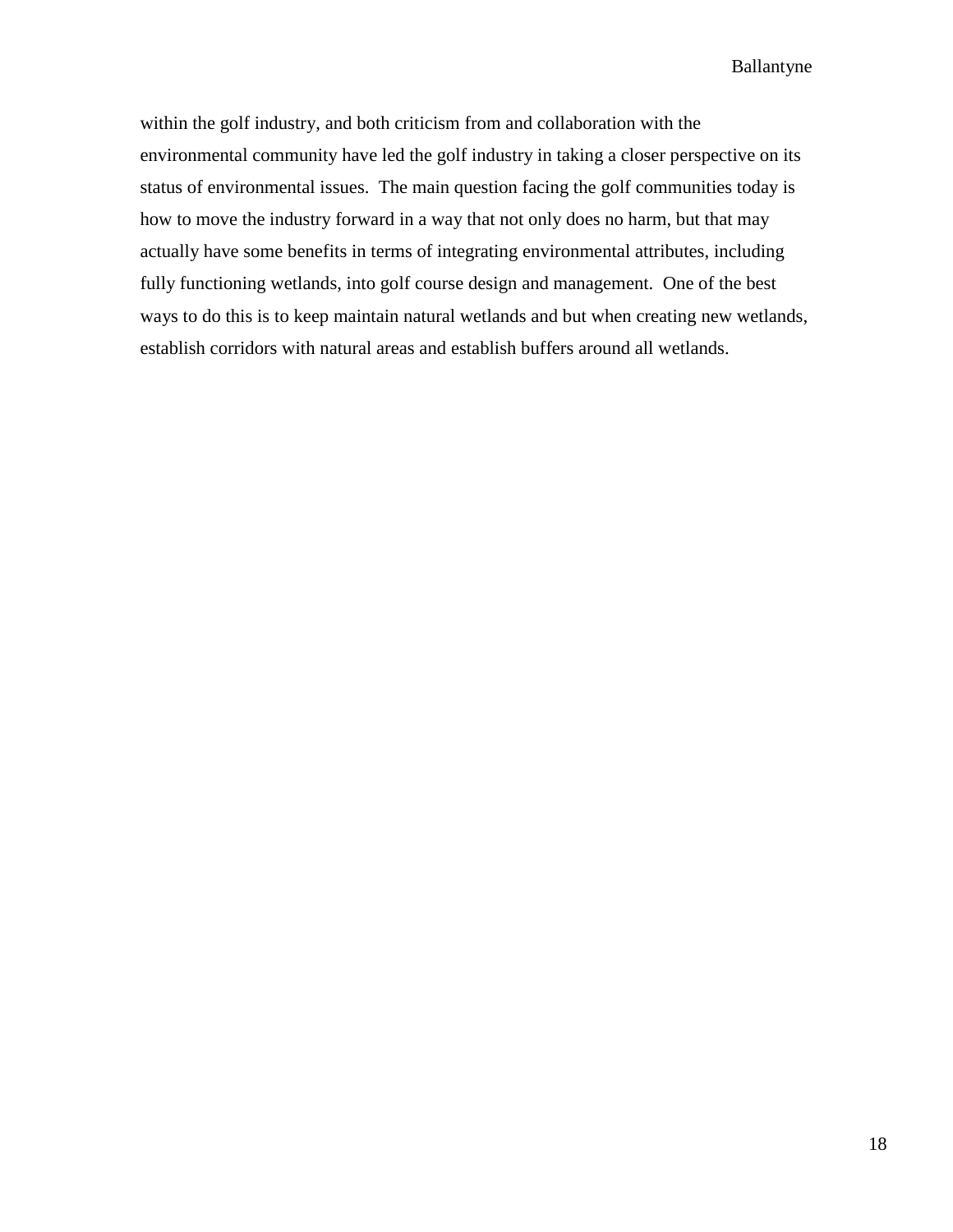within the golf industry, and both criticism from and collaboration with the environmental community have led the golf industry in taking a closer perspective on its status of environmental issues. The main question facing the golf communities today is how to move the industry forward in a way that not only does no harm, but that may actually have some benefits in terms of integrating environmental attributes, including fully functioning wetlands, into golf course design and management. One of the best ways to do this is to keep maintain natural wetlands and but when creating new wetlands, establish corridors with natural areas and establish buffers around all wetlands.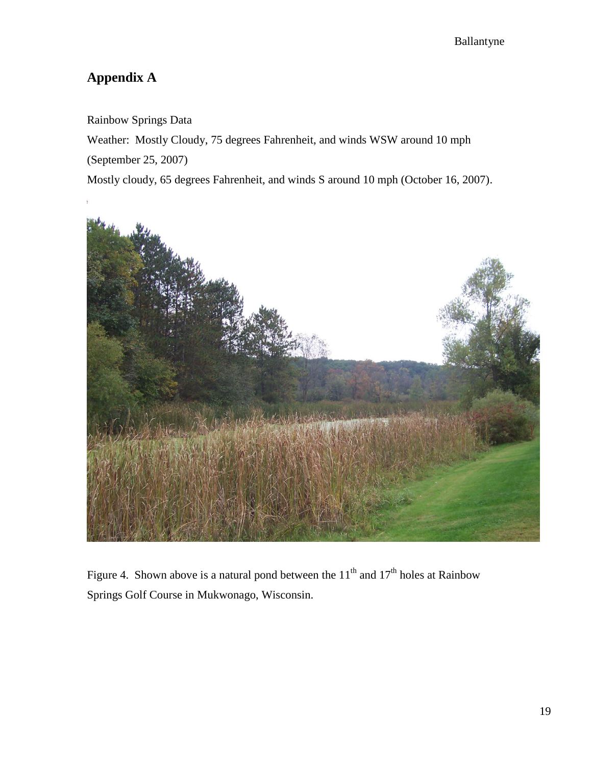# Appendix A

Rainbow Springs Data

Weather: Mostly Cloudy, 75 degrees Fahrenheit, and winds WSW around 10 mph (September 25, 2007)

Mostly cloudy, 65 degrees Fahrenheit, and winds S around 10 mph (October 16, 2007).

Figure 4. Shown above is a natural pond between the 11th and 17th holes at Rainbow Springs Golf Course in Mukwonago, Wisconsin.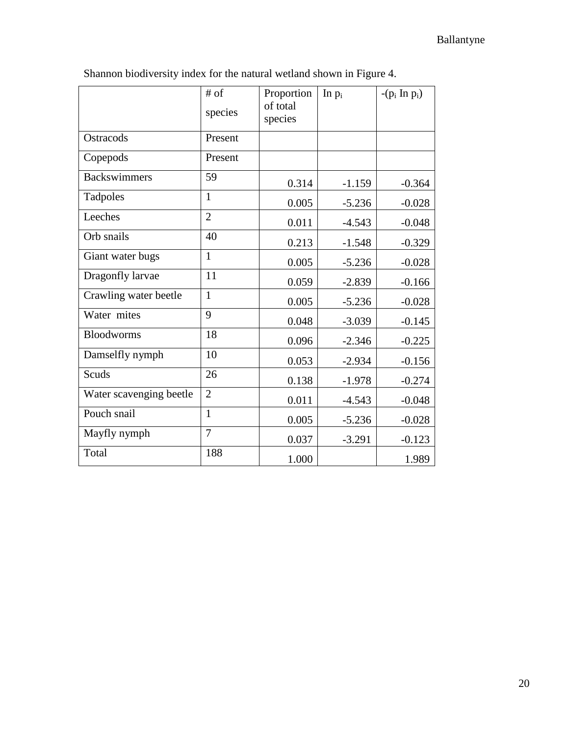Shannon biodiversity index for the natural wetland shown in Figure 4.

| | # of species | Proportion of total species | In $p_i$ | $-(p_i \text{ In } p_i)$ |
|---|---|---|---|---|
| Ostracods | Present | | | |
| Copepods | Present | | | |
| Backswimmers | 59 | 0.314 | -1.159 | -0.364 |
| Tadpoles | 1 | 0.005 | -5.236 | -0.028 |
| Leeches | 2 | 0.011 | -4.543 | -0.048 |
| Orb snails | 40 | 0.213 | -1.548 | -0.329 |
| Giant water bugs | 1 | 0.005 | -5.236 | -0.028 |
| Dragonfly larvae | 11 | 0.059 | -2.839 | -0.166 |
| Crawling water beetle | 1 | 0.005 | -5.236 | -0.028 |
| Water mites | 9 | 0.048 | -3.039 | -0.145 |
| Bloodworms | 18 | 0.096 | -2.346 | -0.225 |
| Damselfly nymph | 10 | 0.053 | -2.934 | -0.156 |
| Scuds | 26 | 0.138 | -1.978 | -0.274 |
| Water scavenging beetle | 2 | 0.011 | -4.543 | -0.048 |
| Pouch snail | 1 | 0.005 | -5.236 | -0.028 |
| Mayfly nymph | 7 | 0.037 | -3.291 | -0.123 |
| Total | 188 | 1.000 | | 1.989 |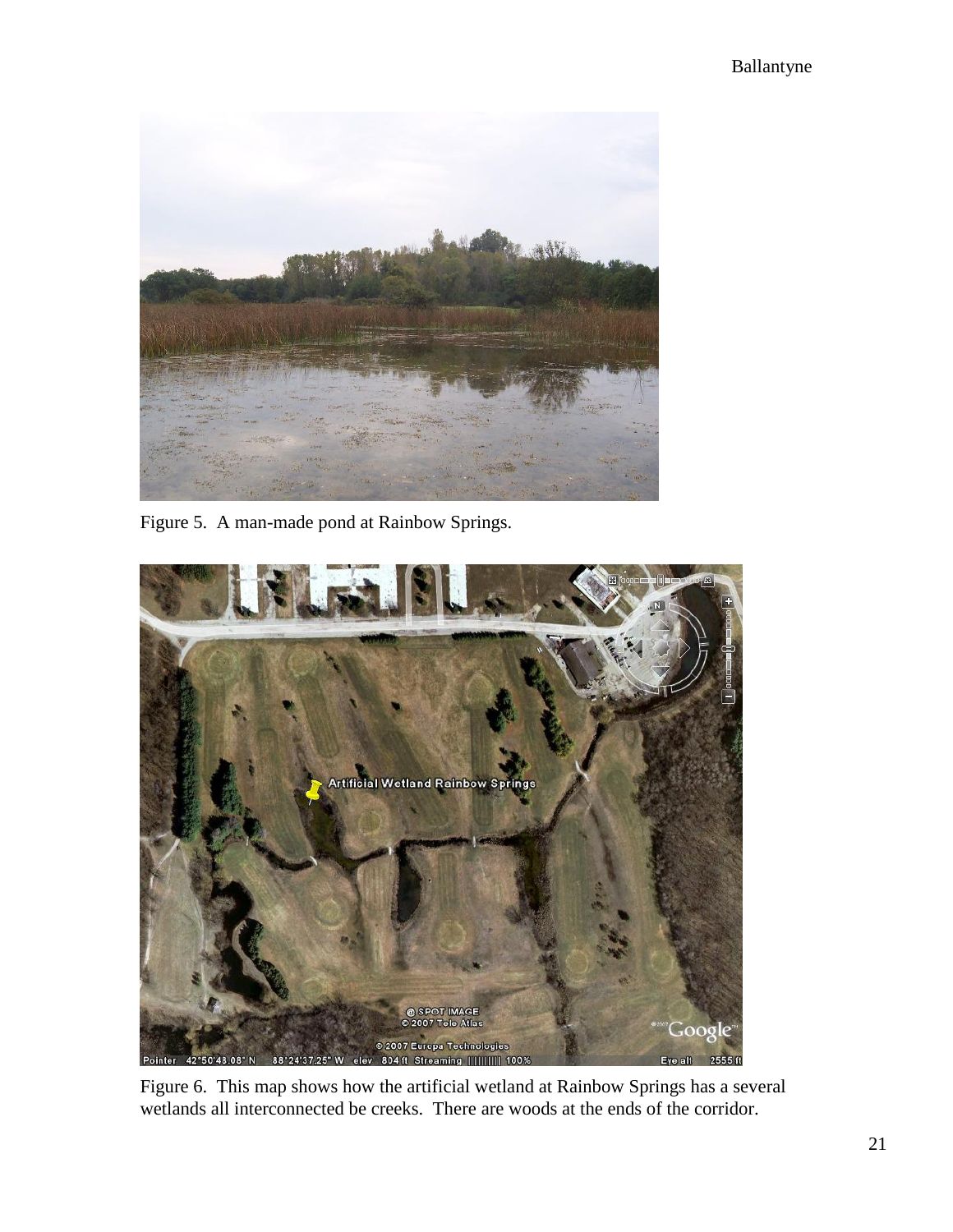Figure 5. A man-made pond at Rainbow Springs.

Figure 6. This map shows how the artificial wetland at Rainbow Springs has a several wetlands all interconnected be creeks. There are woods at the ends of the corridor.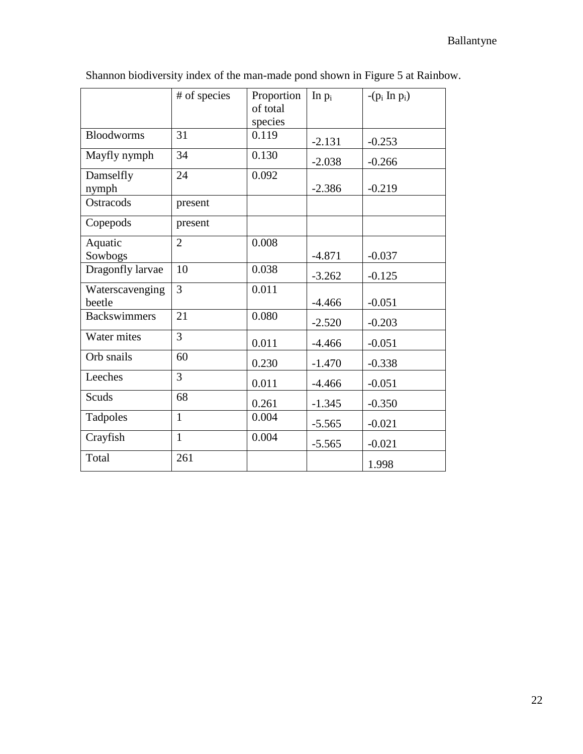Shannon biodiversity index of the man-made pond shown in Figure 5 at Rainbow.

| | # of species | Proportion of total species | In $p_i$ | $-(p_i \text{ In } p_i)$ |
|---|---|---|---|---|
| Bloodworms | 31 | 0.119 | -2.131 | -0.253 |
| Mayfly nymph | 34 | 0.130 | -2.038 | -0.266 |
| Damselfly nymph | 24 | 0.092 | -2.386 | -0.219 |
| Ostracods | present | | | |
| Copepods | present | | | |
| Aquatic Sowbogs | 2 | 0.008 | -4.871 | -0.037 |
| Dragonfly larvae | 10 | 0.038 | -3.262 | -0.125 |
| Waterscavenging beetle | 3 | 0.011 | -4.466 | -0.051 |
| Backswimmers | 21 | 0.080 | -2.520 | -0.203 |
| Water mites | 3 | 0.011 | -4.466 | -0.051 |
| Orb snails | 60 | 0.230 | -1.470 | -0.338 |
| Leeches | 3 | 0.011 | -4.466 | -0.051 |
| Scuds | 68 | 0.261 | -1.345 | -0.350 |
| Tadpoles | 1 | 0.004 | -5.565 | -0.021 |
| Crayfish | 1 | 0.004 | -5.565 | -0.021 |
| Total | 261 | | | 1.998 |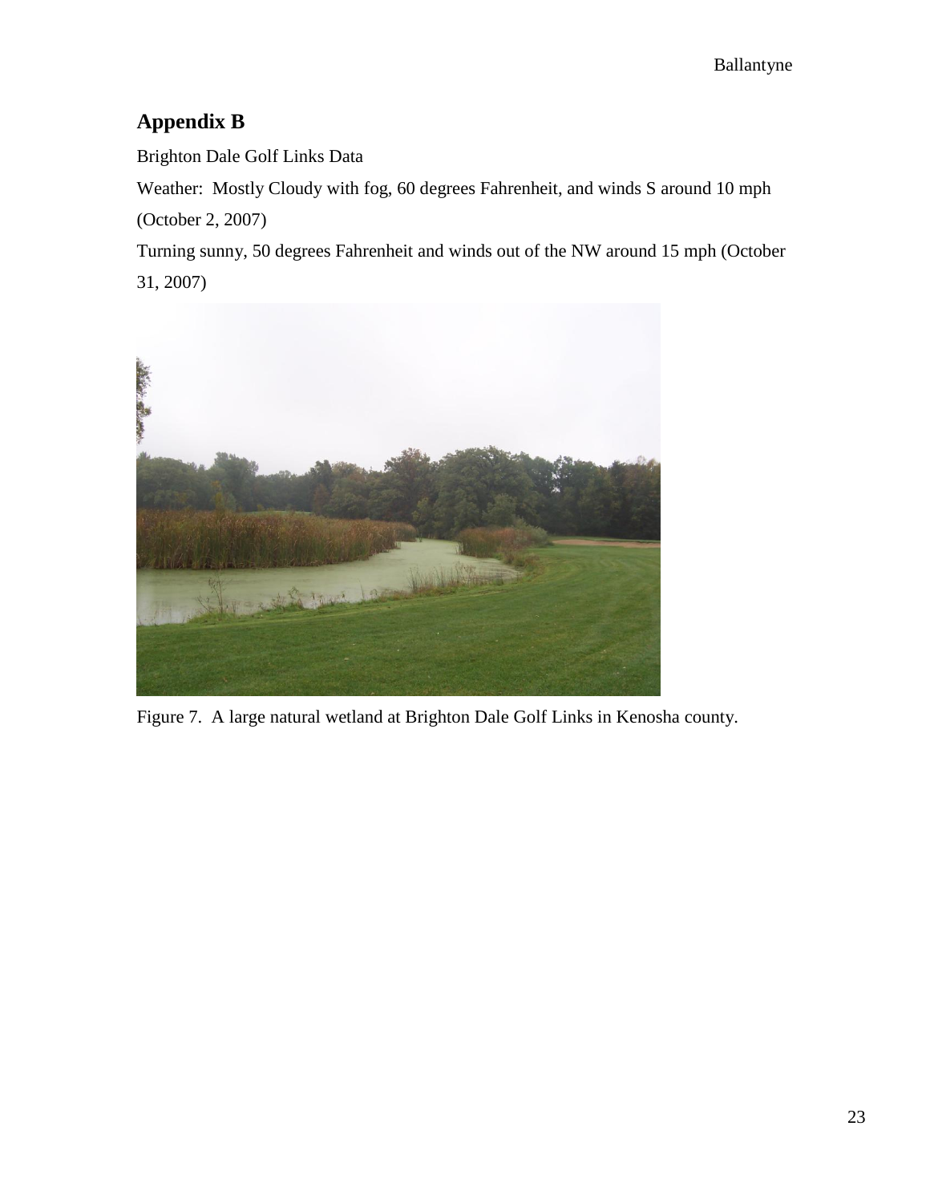## Appendix B

Brighton Dale Golf Links Data

Weather: Mostly Cloudy with fog, 60 degrees Fahrenheit, and winds S around 10 mph (October 2, 2007)

Turning sunny, 50 degrees Fahrenheit and winds out of the NW around 15 mph (October 31, 2007)

Figure 7. A large natural wetland at Brighton Dale Golf Links in Kenosha county.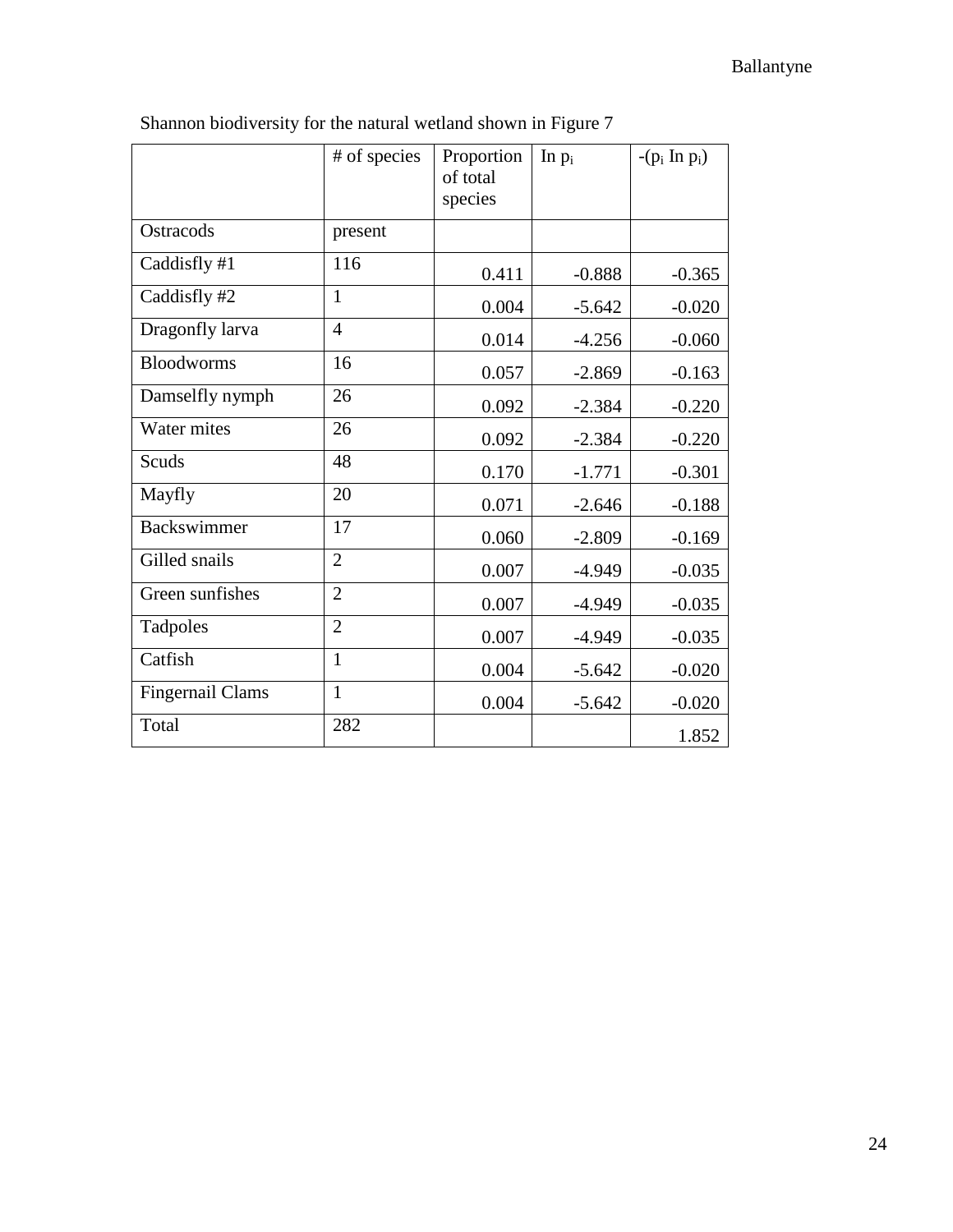Shannon biodiversity for the natural wetland shown in Figure 7

| | # of species | Proportion of total species | In $p_i$ | $-(p_i \text{ In } p_i)$ |
|---|---|---|---|---|
| Ostracods | present | | | |
| Caddisfly #1 | 116 | 0.411 | -0.888 | -0.365 |
| Caddisfly #2 | 1 | 0.004 | -5.642 | -0.020 |
| Dragonfly larva | 4 | 0.014 | -4.256 | -0.060 |
| Bloodworms | 16 | 0.057 | -2.869 | -0.163 |
| Damselfly nymph | 26 | 0.092 | -2.384 | -0.220 |
| Water mites | 26 | 0.092 | -2.384 | -0.220 |
| Scuds | 48 | 0.170 | -1.771 | -0.301 |
| Mayfly | 20 | 0.071 | -2.646 | -0.188 |
| Backswimmer | 17 | 0.060 | -2.809 | -0.169 |
| Gilled snails | 2 | 0.007 | -4.949 | -0.035 |
| Green sunfishes | 2 | 0.007 | -4.949 | -0.035 |
| Tadpoles | 2 | 0.007 | -4.949 | -0.035 |
| Catfish | 1 | 0.004 | -5.642 | -0.020 |
| Fingernail Clams | 1 | 0.004 | -5.642 | -0.020 |
| Total | 282 | | | 1.852 |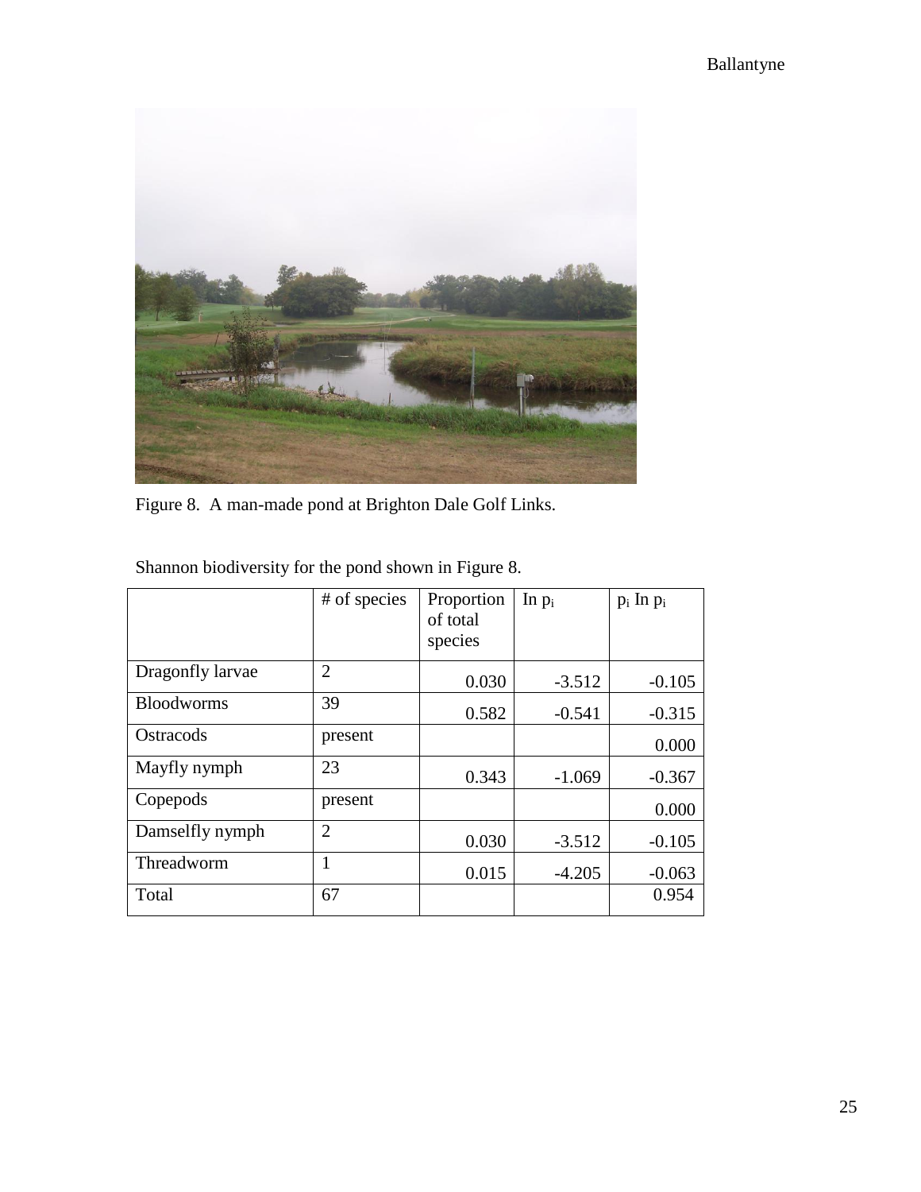Figure 8. A man-made pond at Brighton Dale Golf Links.

Shannon biodiversity for the pond shown in Figure 8.

| | # of species | Proportion of total species | In $p_i$ | $p_i$ In $p_i$ |
|---|---|---|---|---|
| Dragonfly larvae | 2 | 0.030 | -3.512 | -0.105 |
| Bloodworms | 39 | 0.582 | -0.541 | -0.315 |
| Ostracods | present | | | 0.000 |
| Mayfly nymph | 23 | 0.343 | -1.069 | -0.367 |
| Copepods | present | | | 0.000 |
| Damselfly nymph | 2 | 0.030 | -3.512 | -0.105 |
| Threadworm | 1 | 0.015 | -4.205 | -0.063 |
| Total | 67 | | | 0.954 |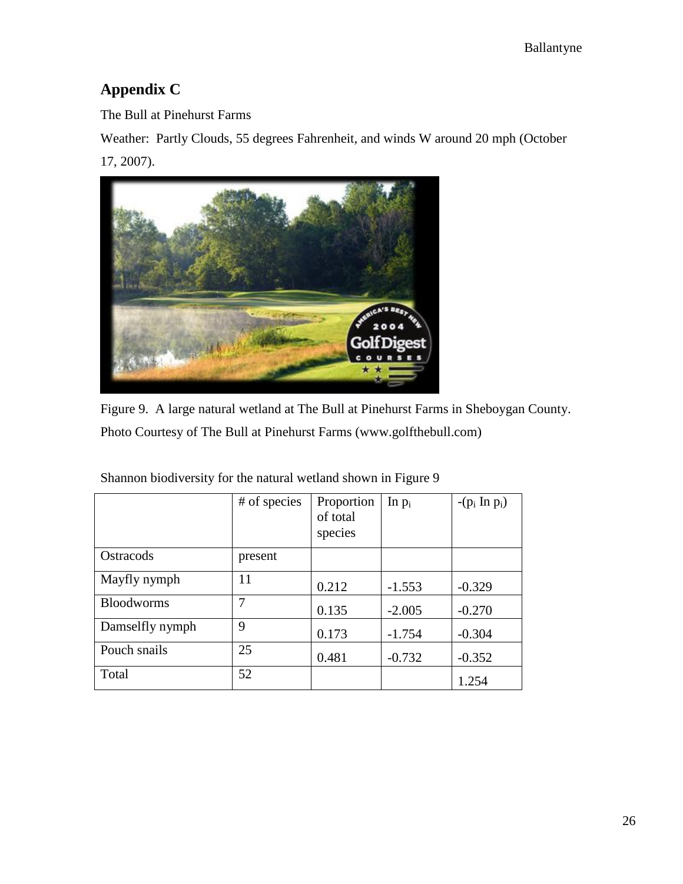## Appendix C

The Bull at Pinehurst Farms

Weather: Partly Clouds, 55 degrees Fahrenheit, and winds W around 20 mph (October 17, 2007).

Figure 9. A large natural wetland at The Bull at Pinehurst Farms in Sheboygan County. Photo Courtesy of The Bull at Pinehurst Farms (www.golfthebull.com)

Shannon biodiversity for the natural wetland shown in Figure 9

| | # of species | Proportion of total species | In $p_i$ | $-(p_i \text{ In } p_i)$ |
|---|---|---|---|---|
| Ostracods | present | | | |
| Mayfly nymph | 11 | 0.212 | -1.553 | -0.329 |
| Bloodworms | 7 | 0.135 | -2.005 | -0.270 |
| Damselfly nymph | 9 | 0.173 | -1.754 | -0.304 |
| Pouch snails | 25 | 0.481 | -0.732 | -0.352 |
| Total | 52 | | | 1.254 |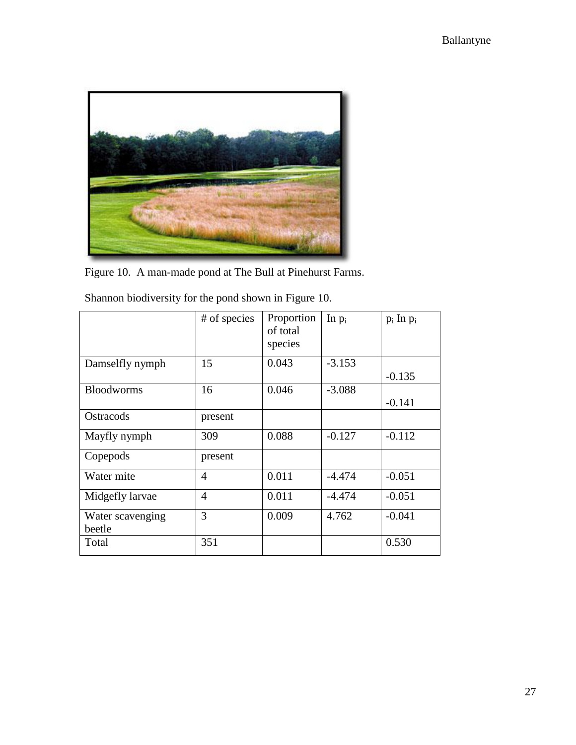Figure 10. A man-made pond at The Bull at Pinehurst Farms.

Shannon biodiversity for the pond shown in Figure 10.

| | # of species | Proportion of total species | In $p_i$ | $p_i$ In $p_i$ |
|---|---|---|---|---|
| Damselfly nymph | 15 | 0.043 | -3.153 | -0.135 |
| Bloodworms | 16 | 0.046 | -3.088 | -0.141 |
| Ostracods | present | | | |
| Mayfly nymph | 309 | 0.088 | -0.127 | -0.112 |
| Copepods | present | | | |
| Water mite | 4 | 0.011 | -4.474 | -0.051 |
| Midgefly larvae | 4 | 0.011 | -4.474 | -0.051 |
| Water scavenging beetle | 3 | 0.009 | 4.762 | -0.041 |
| Total | 351 | | | 0.530 |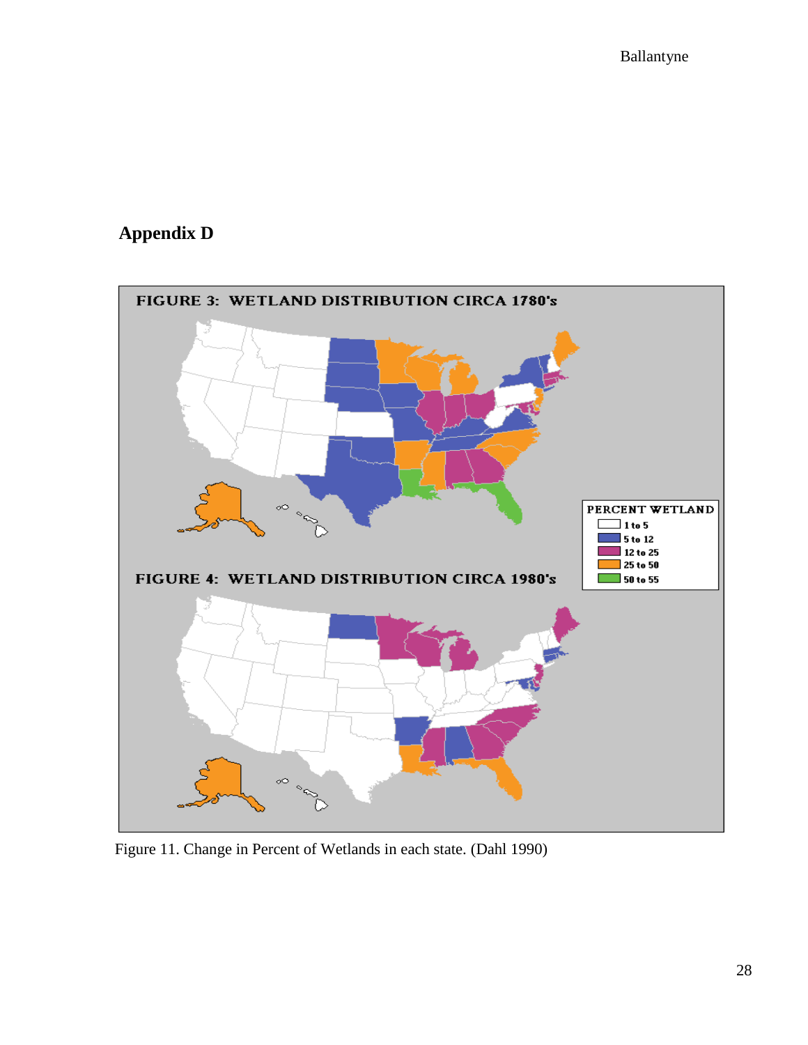## Appendix D

Figure 11. Change in Percent of Wetlands in each state. (Dahl 1990)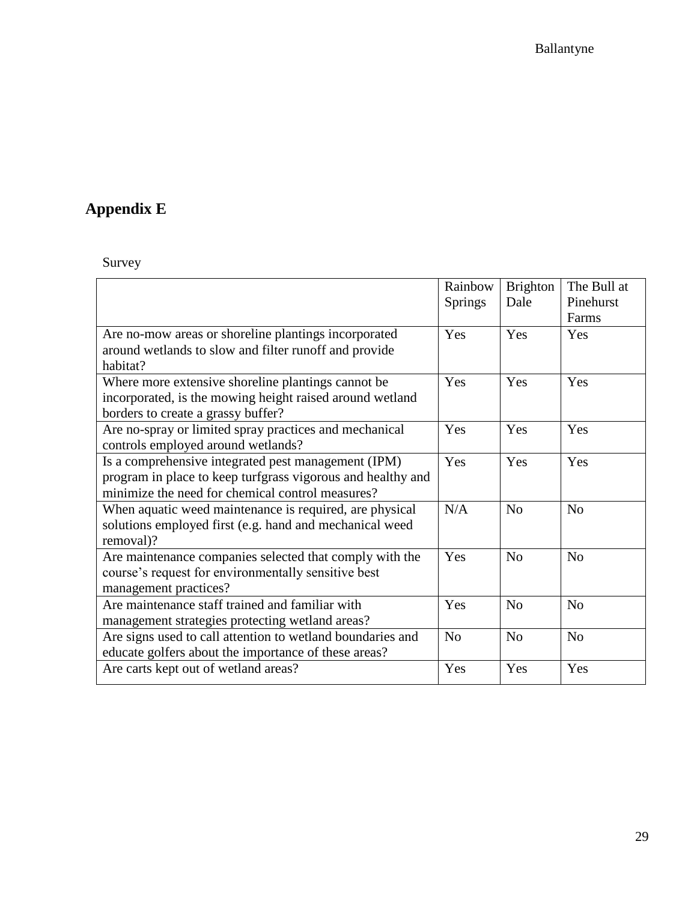## Appendix E

Survey

| | Rainbow Springs | Brighton Dale | The Bull at Pinehurst Farms |
|---|---|---|---|
| Are no-mow areas or shoreline plantings incorporated around wetlands to slow and filter runoff and provide habitat? | Yes | Yes | Yes |
| Where more extensive shoreline plantings cannot be incorporated, is the mowing height raised around wetland borders to create a grassy buffer? | Yes | Yes | Yes |
| Are no-spray or limited spray practices and mechanical controls employed around wetlands? | Yes | Yes | Yes |
| Is a comprehensive integrated pest management (IPM) program in place to keep turfgrass vigorous and healthy and minimize the need for chemical control measures? | Yes | Yes | Yes |
| When aquatic weed maintenance is required, are physical solutions employed first (e.g. hand and mechanical weed removal)? | N/A | No | No |
| Are maintenance companies selected that comply with the course's request for environmentally sensitive best management practices? | Yes | No | No |
| Are maintenance staff trained and familiar with management strategies protecting wetland areas? | Yes | No | No |
| Are signs used to call attention to wetland boundaries and educate golfers about the importance of these areas? | No | No | No |
| Are carts kept out of wetland areas? | Yes | Yes | Yes |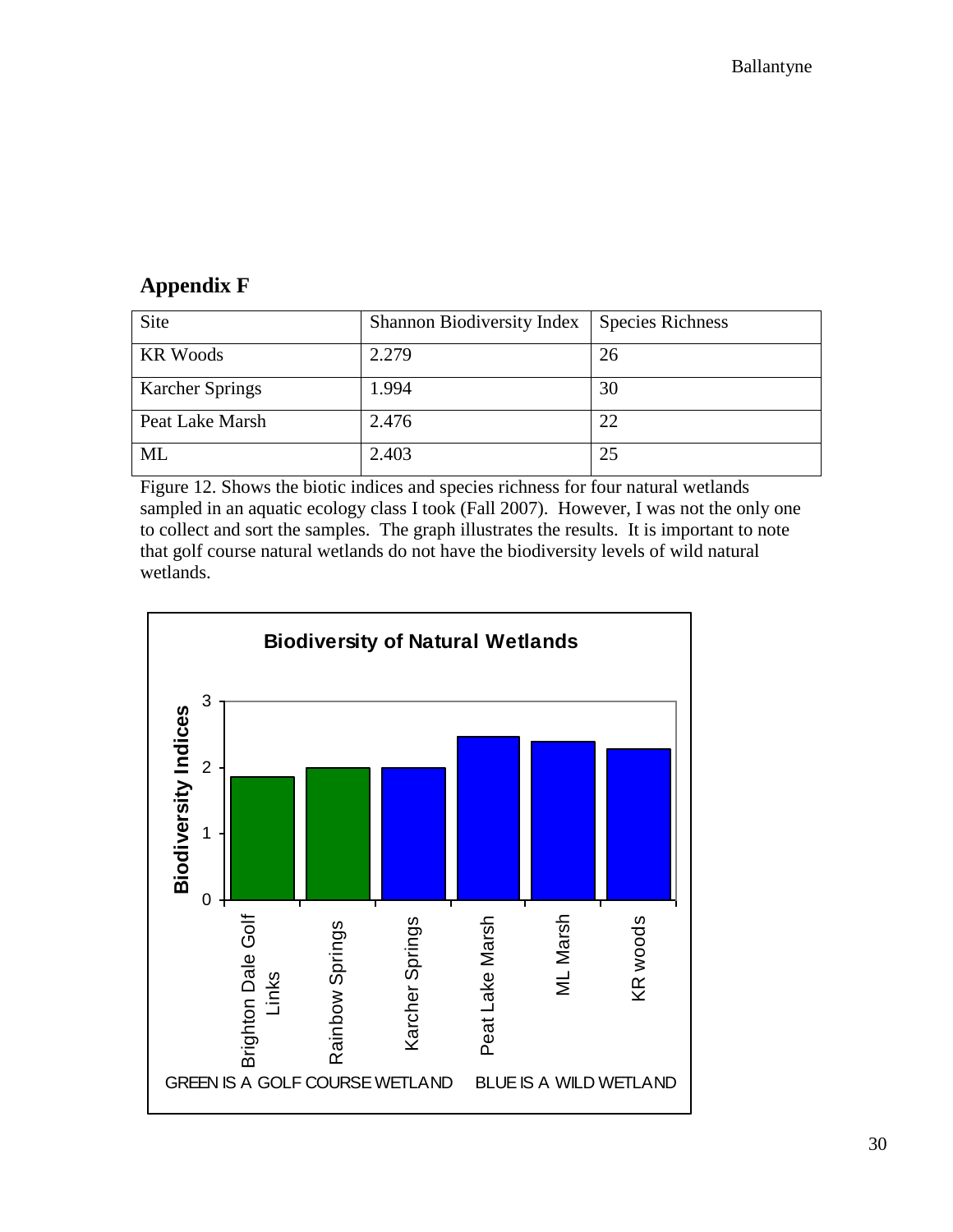## Appendix F

| Site | Shannon Biodiversity Index | Species Richness |
|---|---|---|
| KR Woods | 2.279 | 26 |
| Karcher Springs | 1.994 | 30 |
| Peat Lake Marsh | 2.476 | 22 |
| ML | 2.403 | 25 |

Figure 12. Shows the biotic indices and species richness for four natural wetlands sampled in an aquatic ecology class I took (Fall 2007). However, I was not the only one to collect and sort the samples. The graph illustrates the results. It is important to note that golf course natural wetlands do not have the biodiversity levels of wild natural wetlands.

**Biodiversity of Natural Wetlands**

Biodiversity Indices (y-axis: 0, 1, 2, 3)

Brighton Dale Golf Links, Rainbow Springs, Karcher Springs, Peat Lake Marsh, ML Marsh, KR woods

GREEN IS A GOLF COURSE WETLAND BLUE IS A WILD WETLAND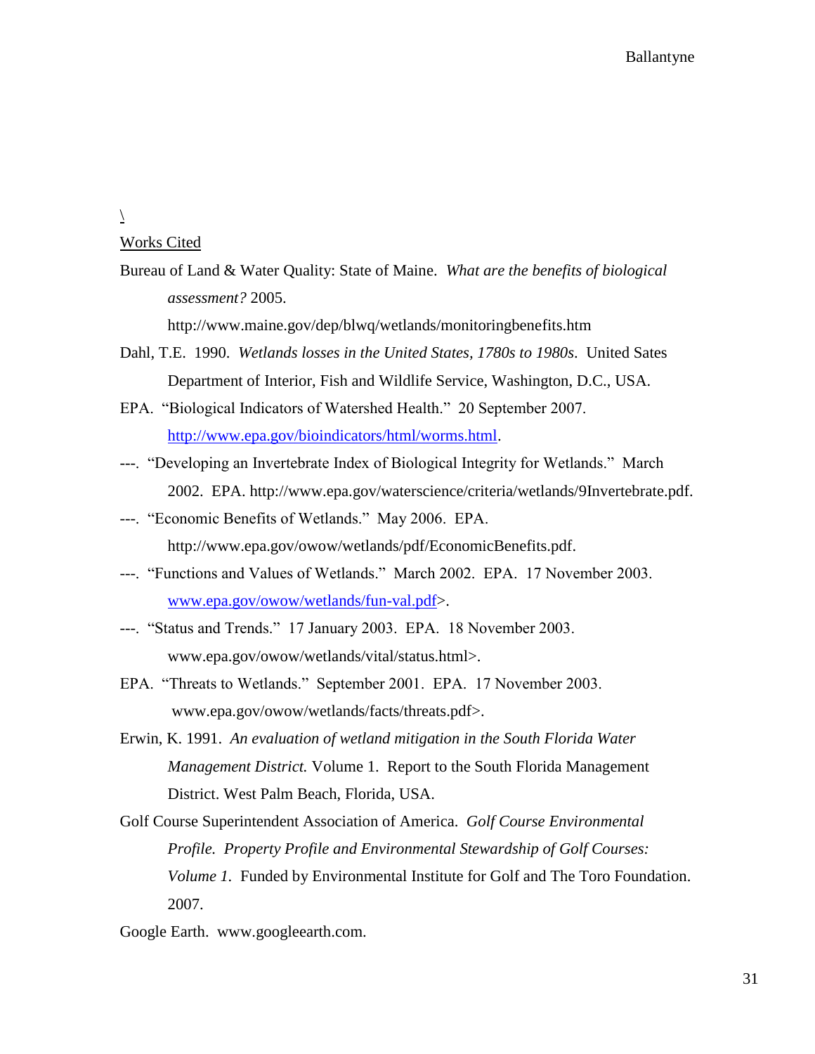\

Works Cited

Bureau of Land & Water Quality: State of Maine. *What are the benefits of biological assessment?* 2005. http://www.maine.gov/dep/blwq/wetlands/monitoringbenefits.htm

Dahl, T.E. 1990. *Wetlands losses in the United States, 1780s to 1980s*. United Sates Department of Interior, Fish and Wildlife Service, Washington, D.C., USA.

EPA. "Biological Indicators of Watershed Health." 20 September 2007. http://www.epa.gov/bioindicators/html/worms.html.

---. "Developing an Invertebrate Index of Biological Integrity for Wetlands." March 2002. EPA. http://www.epa.gov/waterscience/criteria/wetlands/9Invertebrate.pdf.

---. "Economic Benefits of Wetlands." May 2006. EPA. http://www.epa.gov/owow/wetlands/pdf/EconomicBenefits.pdf.

---. "Functions and Values of Wetlands." March 2002. EPA. 17 November 2003. www.epa.gov/owow/wetlands/fun-val.pdf>.

---. "Status and Trends." 17 January 2003. EPA. 18 November 2003. www.epa.gov/owow/wetlands/vital/status.html>.

EPA. "Threats to Wetlands." September 2001. EPA. 17 November 2003. www.epa.gov/owow/wetlands/facts/threats.pdf>.

Erwin, K. 1991. *An evaluation of wetland mitigation in the South Florida Water Management District.* Volume 1. Report to the South Florida Management District. West Palm Beach, Florida, USA.

Golf Course Superintendent Association of America. *Golf Course Environmental Profile. Property Profile and Environmental Stewardship of Golf Courses: Volume 1*. Funded by Environmental Institute for Golf and The Toro Foundation. 2007.

Google Earth. www.googleearth.com.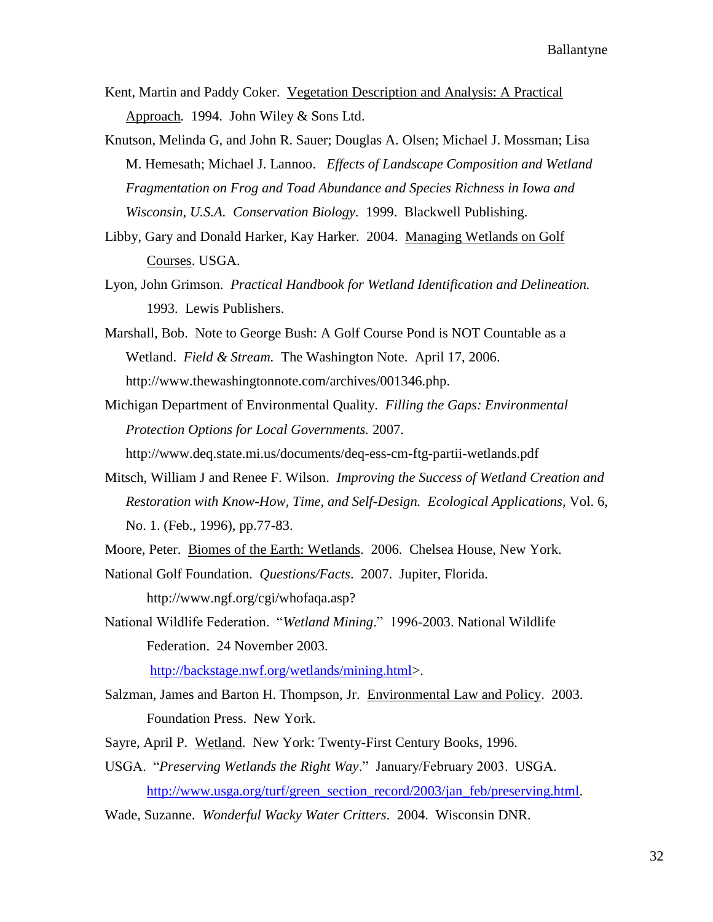Kent, Martin and Paddy Coker. Vegetation Description and Analysis: A Practical Approach. 1994. John Wiley & Sons Ltd.

Knutson, Melinda G, and John R. Sauer; Douglas A. Olsen; Michael J. Mossman; Lisa M. Hemesath; Michael J. Lannoo. *Effects of Landscape Composition and Wetland Fragmentation on Frog and Toad Abundance and Species Richness in Iowa and Wisconsin, U.S.A. Conservation Biology.* 1999. Blackwell Publishing.

Libby, Gary and Donald Harker, Kay Harker. 2004. Managing Wetlands on Golf Courses. USGA.

Lyon, John Grimson. *Practical Handbook for Wetland Identification and Delineation.* 1993. Lewis Publishers.

Marshall, Bob. Note to George Bush: A Golf Course Pond is NOT Countable as a Wetland. *Field & Stream.* The Washington Note. April 17, 2006. http://www.thewashingtonnote.com/archives/001346.php.

Michigan Department of Environmental Quality. *Filling the Gaps: Environmental Protection Options for Local Governments.* 2007. http://www.deq.state.mi.us/documents/deq-ess-cm-ftg-partii-wetlands.pdf

Mitsch, William J and Renee F. Wilson. *Improving the Success of Wetland Creation and Restoration with Know-How, Time, and Self-Design. Ecological Applications,* Vol. 6, No. 1. (Feb., 1996), pp.77-83.

Moore, Peter. Biomes of the Earth: Wetlands. 2006. Chelsea House, New York.

National Golf Foundation. *Questions/Facts*. 2007. Jupiter, Florida. http://www.ngf.org/cgi/whofaqa.asp?

National Wildlife Federation. "*Wetland Mining*." 1996-2003. National Wildlife Federation. 24 November 2003. http://backstage.nwf.org/wetlands/mining.html>.

Salzman, James and Barton H. Thompson, Jr. Environmental Law and Policy. 2003. Foundation Press. New York.

Sayre, April P. Wetland. New York: Twenty-First Century Books, 1996.

USGA. "*Preserving Wetlands the Right Way*." January/February 2003. USGA. http://www.usga.org/turf/green_section_record/2003/jan_feb/preserving.html.

Wade, Suzanne. *Wonderful Wacky Water Critters*. 2004. Wisconsin DNR.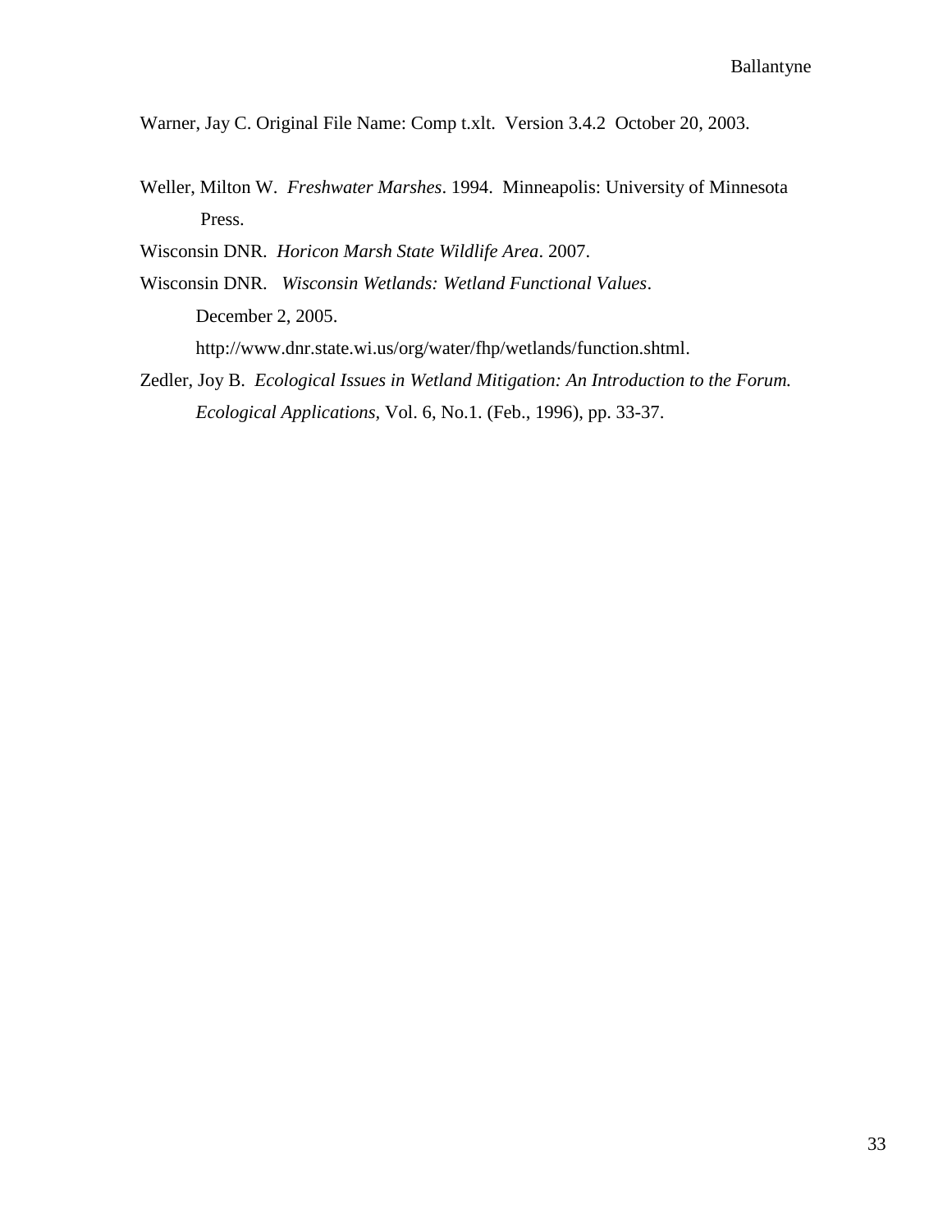Warner, Jay C. Original File Name: Comp t.xlt. Version 3.4.2 October 20, 2003.

Weller, Milton W. *Freshwater Marshes*. 1994. Minneapolis: University of Minnesota Press.

Wisconsin DNR. *Horicon Marsh State Wildlife Area*. 2007.

Wisconsin DNR. *Wisconsin Wetlands: Wetland Functional Values*. December 2, 2005. http://www.dnr.state.wi.us/org/water/fhp/wetlands/function.shtml.

Zedler, Joy B. *Ecological Issues in Wetland Mitigation: An Introduction to the Forum. Ecological Applications*, Vol. 6, No.1. (Feb., 1996), pp. 33-37.